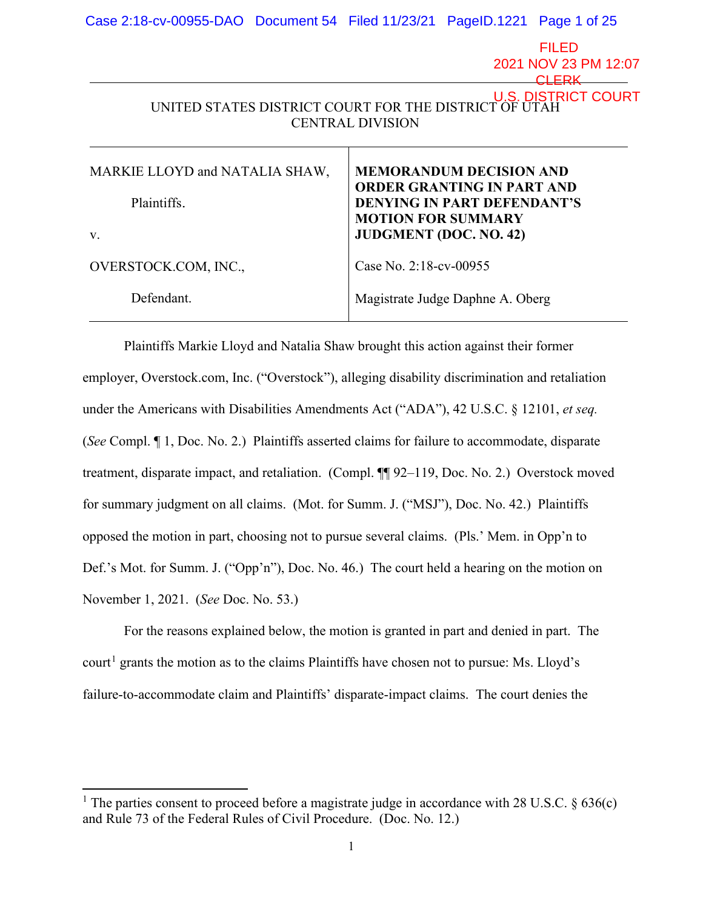UNITED STATES DISTRICT COURT FOR THE DISTRICT OF UTAH
CENTRAL DIVISION

| | |
|---|---|
| MARKIE LLOYD and NATALIA SHAW,<br><br>Plaintiffs.<br><br>v.<br><br>OVERSTOCK.COM, INC.,<br><br>Defendant. | **MEMORANDUM DECISION AND ORDER GRANTING IN PART AND DENYING IN PART DEFENDANT'S MOTION FOR SUMMARY JUDGMENT (DOC. NO. 42)**<br><br>Case No. 2:18-cv-00955<br><br>Magistrate Judge Daphne A. Oberg |

Plaintiffs Markie Lloyd and Natalia Shaw brought this action against their former employer, Overstock.com, Inc. ("Overstock"), alleging disability discrimination and retaliation under the Americans with Disabilities Amendments Act ("ADA"), 42 U.S.C. § 12101, *et seq.* (*See* Compl. ¶ 1, Doc. No. 2.) Plaintiffs asserted claims for failure to accommodate, disparate treatment, disparate impact, and retaliation. (Compl. ¶¶ 92–119, Doc. No. 2.) Overstock moved for summary judgment on all claims. (Mot. for Summ. J. ("MSJ"), Doc. No. 42.) Plaintiffs opposed the motion in part, choosing not to pursue several claims. (Pls.' Mem. in Opp'n to Def.'s Mot. for Summ. J. ("Opp'n"), Doc. No. 46.) The court held a hearing on the motion on November 1, 2021. (*See* Doc. No. 53.)

For the reasons explained below, the motion is granted in part and denied in part. The court[1] grants the motion as to the claims Plaintiffs have chosen not to pursue: Ms. Lloyd's failure-to-accommodate claim and Plaintiffs' disparate-impact claims. The court denies the

---

[1] The parties consent to proceed before a magistrate judge in accordance with 28 U.S.C. § 636(c) and Rule 73 of the Federal Rules of Civil Procedure. (Doc. No. 12.)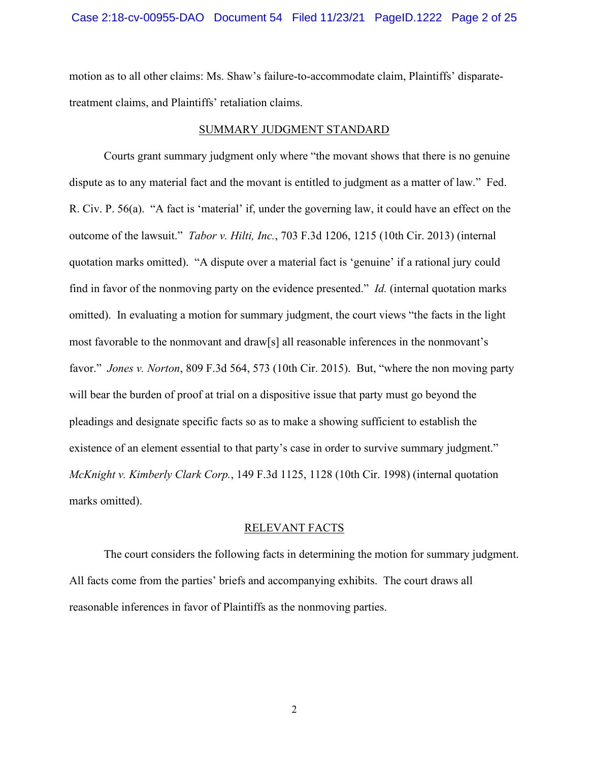motion as to all other claims: Ms. Shaw's failure-to-accommodate claim, Plaintiffs' disparate-treatment claims, and Plaintiffs' retaliation claims.

## SUMMARY JUDGMENT STANDARD

Courts grant summary judgment only where "the movant shows that there is no genuine dispute as to any material fact and the movant is entitled to judgment as a matter of law." Fed. R. Civ. P. 56(a). "A fact is 'material' if, under the governing law, it could have an effect on the outcome of the lawsuit." *Tabor v. Hilti, Inc.*, 703 F.3d 1206, 1215 (10th Cir. 2013) (internal quotation marks omitted). "A dispute over a material fact is 'genuine' if a rational jury could find in favor of the nonmoving party on the evidence presented." *Id.* (internal quotation marks omitted). In evaluating a motion for summary judgment, the court views "the facts in the light most favorable to the nonmovant and draw[s] all reasonable inferences in the nonmovant's favor." *Jones v. Norton*, 809 F.3d 564, 573 (10th Cir. 2015). But, "where the non moving party will bear the burden of proof at trial on a dispositive issue that party must go beyond the pleadings and designate specific facts so as to make a showing sufficient to establish the existence of an element essential to that party's case in order to survive summary judgment." *McKnight v. Kimberly Clark Corp.*, 149 F.3d 1125, 1128 (10th Cir. 1998) (internal quotation marks omitted).

## RELEVANT FACTS

The court considers the following facts in determining the motion for summary judgment. All facts come from the parties' briefs and accompanying exhibits. The court draws all reasonable inferences in favor of Plaintiffs as the nonmoving parties.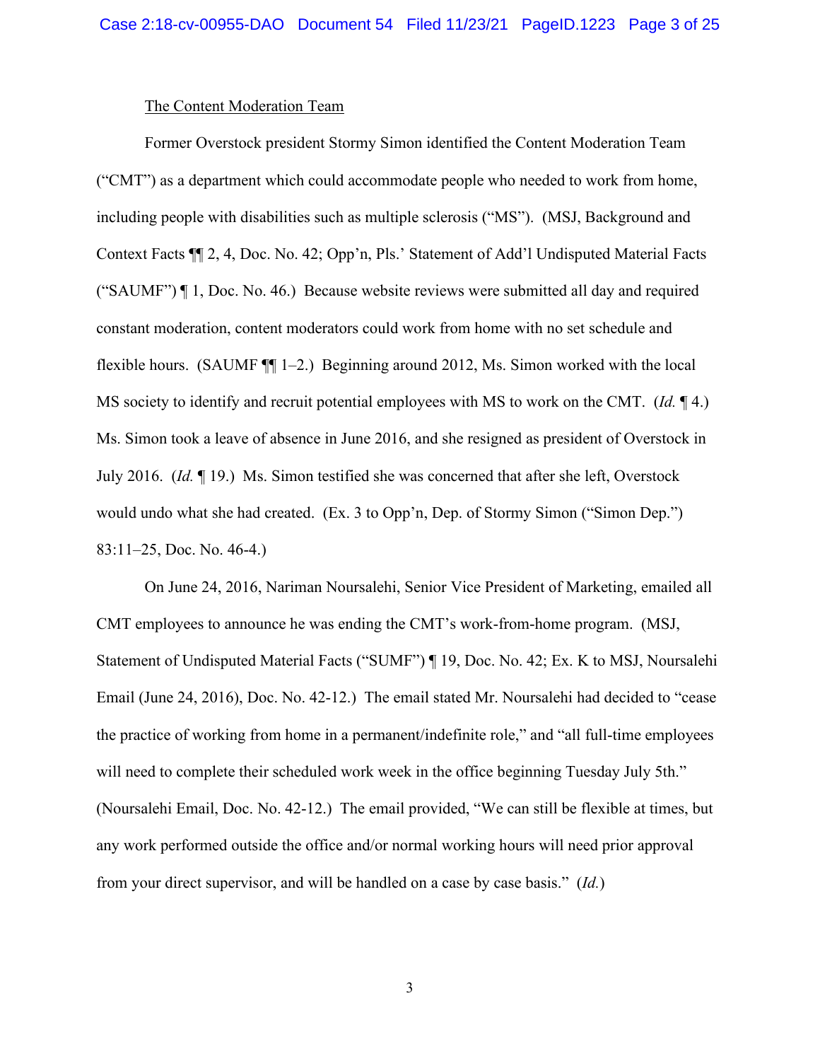The Content Moderation Team

Former Overstock president Stormy Simon identified the Content Moderation Team ("CMT") as a department which could accommodate people who needed to work from home, including people with disabilities such as multiple sclerosis ("MS"). (MSJ, Background and Context Facts ¶¶ 2, 4, Doc. No. 42; Opp'n, Pls.' Statement of Add'l Undisputed Material Facts ("SAUMF") ¶ 1, Doc. No. 46.) Because website reviews were submitted all day and required constant moderation, content moderators could work from home with no set schedule and flexible hours. (SAUMF ¶¶ 1–2.) Beginning around 2012, Ms. Simon worked with the local MS society to identify and recruit potential employees with MS to work on the CMT. (*Id.* ¶ 4.) Ms. Simon took a leave of absence in June 2016, and she resigned as president of Overstock in July 2016. (*Id.* ¶ 19.) Ms. Simon testified she was concerned that after she left, Overstock would undo what she had created. (Ex. 3 to Opp'n, Dep. of Stormy Simon ("Simon Dep.") 83:11–25, Doc. No. 46-4.)

On June 24, 2016, Nariman Noursalehi, Senior Vice President of Marketing, emailed all CMT employees to announce he was ending the CMT's work-from-home program. (MSJ, Statement of Undisputed Material Facts ("SUMF") ¶ 19, Doc. No. 42; Ex. K to MSJ, Noursalehi Email (June 24, 2016), Doc. No. 42-12.) The email stated Mr. Noursalehi had decided to "cease the practice of working from home in a permanent/indefinite role," and "all full-time employees will need to complete their scheduled work week in the office beginning Tuesday July 5th." (Noursalehi Email, Doc. No. 42-12.) The email provided, "We can still be flexible at times, but any work performed outside the office and/or normal working hours will need prior approval from your direct supervisor, and will be handled on a case by case basis." (*Id.*)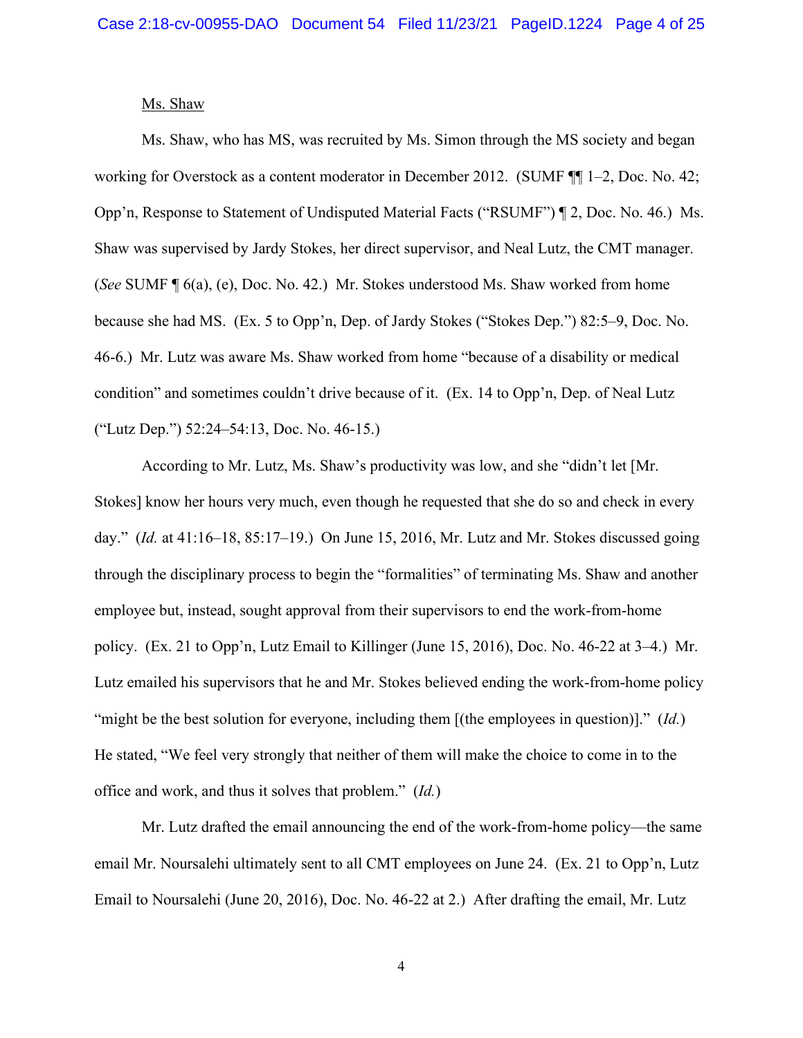Ms. Shaw

Ms. Shaw, who has MS, was recruited by Ms. Simon through the MS society and began working for Overstock as a content moderator in December 2012. (SUMF ¶¶ 1–2, Doc. No. 42; Opp'n, Response to Statement of Undisputed Material Facts ("RSUMF") ¶ 2, Doc. No. 46.) Ms. Shaw was supervised by Jardy Stokes, her direct supervisor, and Neal Lutz, the CMT manager. (*See* SUMF ¶ 6(a), (e), Doc. No. 42.) Mr. Stokes understood Ms. Shaw worked from home because she had MS. (Ex. 5 to Opp'n, Dep. of Jardy Stokes ("Stokes Dep.") 82:5–9, Doc. No. 46-6.) Mr. Lutz was aware Ms. Shaw worked from home "because of a disability or medical condition" and sometimes couldn't drive because of it. (Ex. 14 to Opp'n, Dep. of Neal Lutz ("Lutz Dep.") 52:24–54:13, Doc. No. 46-15.)

According to Mr. Lutz, Ms. Shaw's productivity was low, and she "didn't let [Mr. Stokes] know her hours very much, even though he requested that she do so and check in every day." (*Id.* at 41:16–18, 85:17–19.) On June 15, 2016, Mr. Lutz and Mr. Stokes discussed going through the disciplinary process to begin the "formalities" of terminating Ms. Shaw and another employee but, instead, sought approval from their supervisors to end the work-from-home policy. (Ex. 21 to Opp'n, Lutz Email to Killinger (June 15, 2016), Doc. No. 46-22 at 3–4.) Mr. Lutz emailed his supervisors that he and Mr. Stokes believed ending the work-from-home policy "might be the best solution for everyone, including them [(the employees in question)]." (*Id.*) He stated, "We feel very strongly that neither of them will make the choice to come in to the office and work, and thus it solves that problem." (*Id.*)

Mr. Lutz drafted the email announcing the end of the work-from-home policy—the same email Mr. Noursalehi ultimately sent to all CMT employees on June 24. (Ex. 21 to Opp'n, Lutz Email to Noursalehi (June 20, 2016), Doc. No. 46-22 at 2.) After drafting the email, Mr. Lutz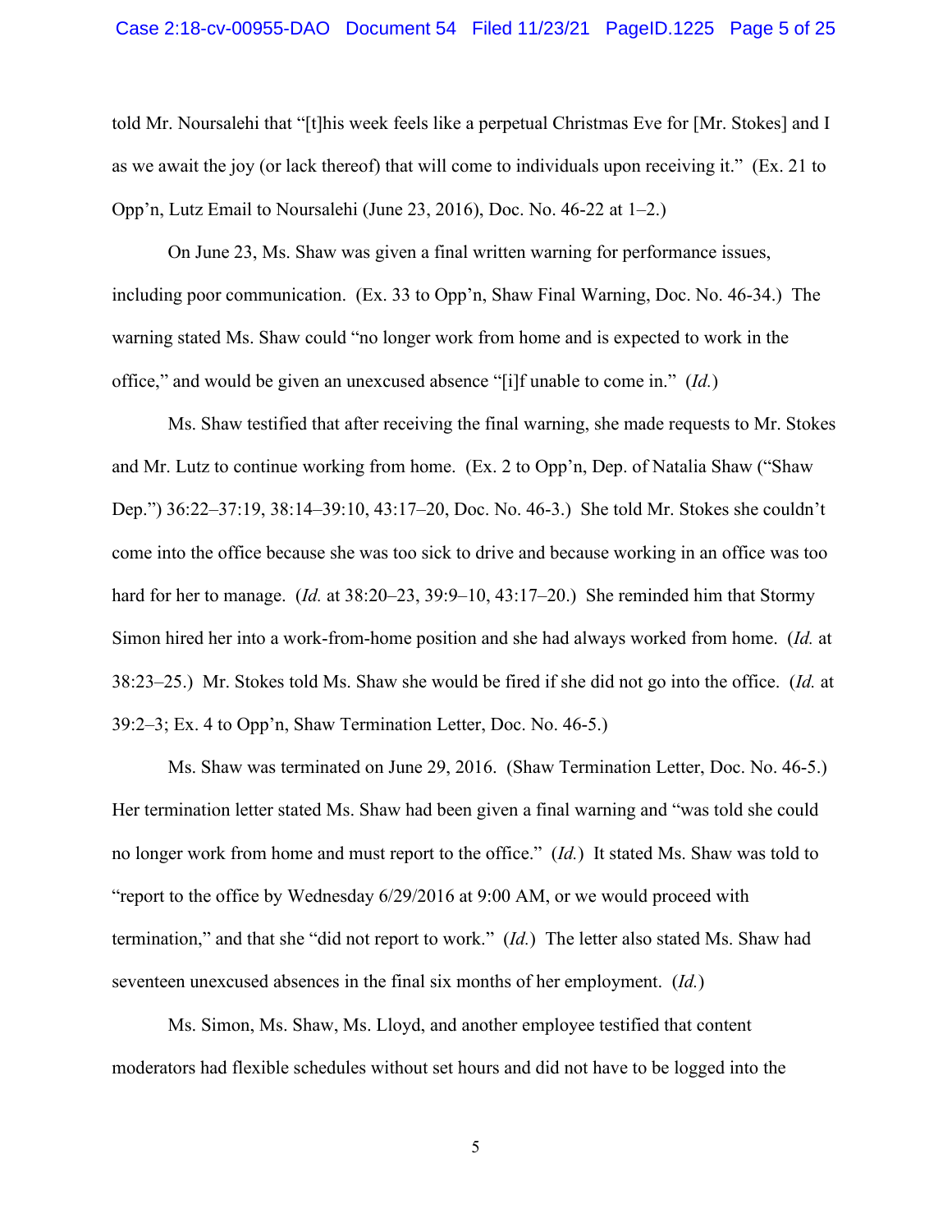told Mr. Noursalehi that "[t]his week feels like a perpetual Christmas Eve for [Mr. Stokes] and I as we await the joy (or lack thereof) that will come to individuals upon receiving it." (Ex. 21 to Opp'n, Lutz Email to Noursalehi (June 23, 2016), Doc. No. 46-22 at 1–2.)

On June 23, Ms. Shaw was given a final written warning for performance issues, including poor communication. (Ex. 33 to Opp'n, Shaw Final Warning, Doc. No. 46-34.) The warning stated Ms. Shaw could "no longer work from home and is expected to work in the office," and would be given an unexcused absence "[i]f unable to come in." (*Id.*)

Ms. Shaw testified that after receiving the final warning, she made requests to Mr. Stokes and Mr. Lutz to continue working from home. (Ex. 2 to Opp'n, Dep. of Natalia Shaw ("Shaw Dep.") 36:22–37:19, 38:14–39:10, 43:17–20, Doc. No. 46-3.) She told Mr. Stokes she couldn't come into the office because she was too sick to drive and because working in an office was too hard for her to manage. (*Id.* at 38:20–23, 39:9–10, 43:17–20.) She reminded him that Stormy Simon hired her into a work-from-home position and she had always worked from home. (*Id.* at 38:23–25.) Mr. Stokes told Ms. Shaw she would be fired if she did not go into the office. (*Id.* at 39:2–3; Ex. 4 to Opp'n, Shaw Termination Letter, Doc. No. 46-5.)

Ms. Shaw was terminated on June 29, 2016. (Shaw Termination Letter, Doc. No. 46-5.) Her termination letter stated Ms. Shaw had been given a final warning and "was told she could no longer work from home and must report to the office." (*Id.*) It stated Ms. Shaw was told to "report to the office by Wednesday 6/29/2016 at 9:00 AM, or we would proceed with termination," and that she "did not report to work." (*Id.*) The letter also stated Ms. Shaw had seventeen unexcused absences in the final six months of her employment. (*Id.*)

Ms. Simon, Ms. Shaw, Ms. Lloyd, and another employee testified that content moderators had flexible schedules without set hours and did not have to be logged into the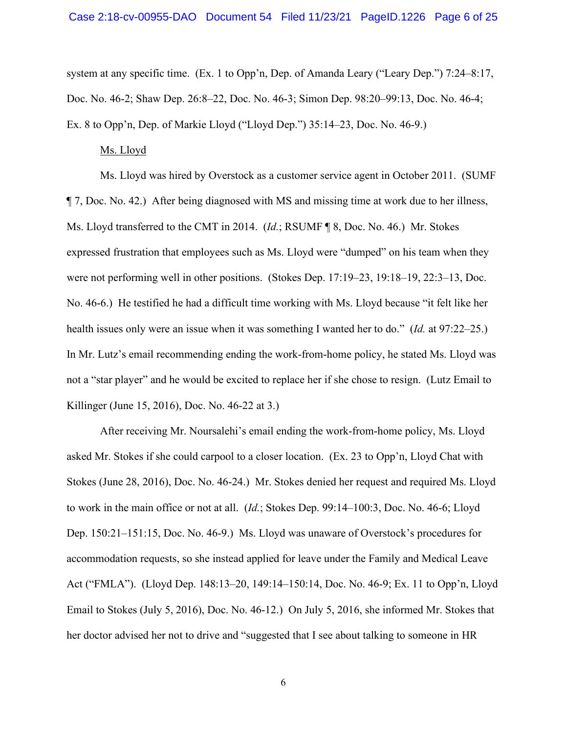system at any specific time. (Ex. 1 to Opp'n, Dep. of Amanda Leary ("Leary Dep.") 7:24–8:17, Doc. No. 46-2; Shaw Dep. 26:8–22, Doc. No. 46-3; Simon Dep. 98:20–99:13, Doc. No. 46-4; Ex. 8 to Opp'n, Dep. of Markie Lloyd ("Lloyd Dep.") 35:14–23, Doc. No. 46-9.)

<u>Ms. Lloyd</u>

Ms. Lloyd was hired by Overstock as a customer service agent in October 2011. (SUMF ¶ 7, Doc. No. 42.) After being diagnosed with MS and missing time at work due to her illness, Ms. Lloyd transferred to the CMT in 2014. (*Id.*; RSUMF ¶ 8, Doc. No. 46.) Mr. Stokes expressed frustration that employees such as Ms. Lloyd were "dumped" on his team when they were not performing well in other positions. (Stokes Dep. 17:19–23, 19:18–19, 22:3–13, Doc. No. 46-6.) He testified he had a difficult time working with Ms. Lloyd because "it felt like her health issues only were an issue when it was something I wanted her to do." (*Id.* at 97:22–25.) In Mr. Lutz's email recommending ending the work-from-home policy, he stated Ms. Lloyd was not a "star player" and he would be excited to replace her if she chose to resign. (Lutz Email to Killinger (June 15, 2016), Doc. No. 46-22 at 3.)

After receiving Mr. Noursalehi's email ending the work-from-home policy, Ms. Lloyd asked Mr. Stokes if she could carpool to a closer location. (Ex. 23 to Opp'n, Lloyd Chat with Stokes (June 28, 2016), Doc. No. 46-24.) Mr. Stokes denied her request and required Ms. Lloyd to work in the main office or not at all. (*Id.*; Stokes Dep. 99:14–100:3, Doc. No. 46-6; Lloyd Dep. 150:21–151:15, Doc. No. 46-9.) Ms. Lloyd was unaware of Overstock's procedures for accommodation requests, so she instead applied for leave under the Family and Medical Leave Act ("FMLA"). (Lloyd Dep. 148:13–20, 149:14–150:14, Doc. No. 46-9; Ex. 11 to Opp'n, Lloyd Email to Stokes (July 5, 2016), Doc. No. 46-12.) On July 5, 2016, she informed Mr. Stokes that her doctor advised her not to drive and "suggested that I see about talking to someone in HR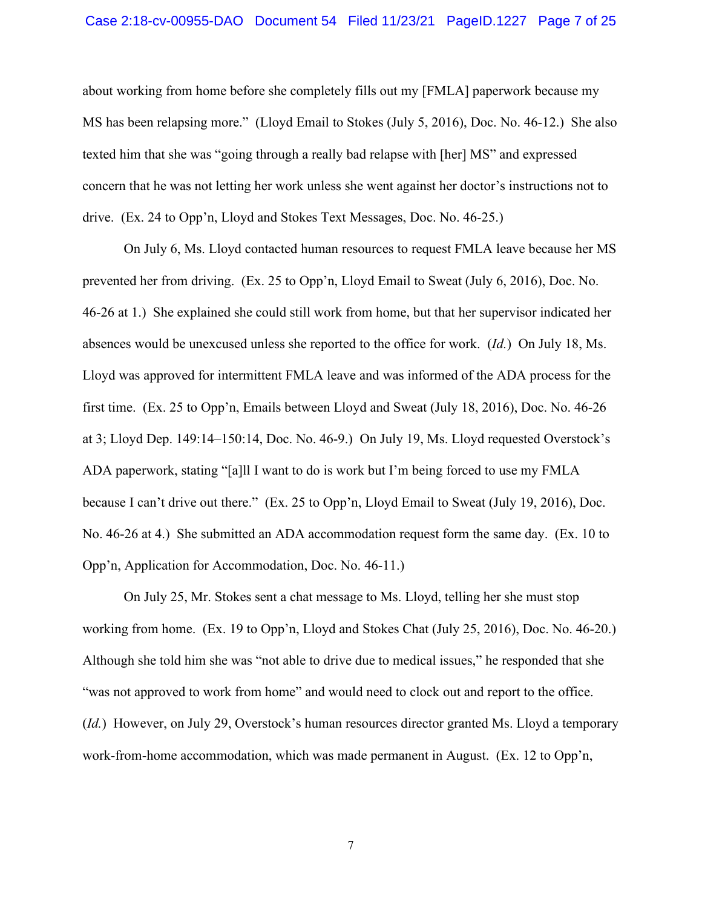about working from home before she completely fills out my [FMLA] paperwork because my MS has been relapsing more." (Lloyd Email to Stokes (July 5, 2016), Doc. No. 46-12.) She also texted him that she was "going through a really bad relapse with [her] MS" and expressed concern that he was not letting her work unless she went against her doctor's instructions not to drive. (Ex. 24 to Opp'n, Lloyd and Stokes Text Messages, Doc. No. 46-25.)

On July 6, Ms. Lloyd contacted human resources to request FMLA leave because her MS prevented her from driving. (Ex. 25 to Opp'n, Lloyd Email to Sweat (July 6, 2016), Doc. No. 46-26 at 1.) She explained she could still work from home, but that her supervisor indicated her absences would be unexcused unless she reported to the office for work. (*Id.*) On July 18, Ms. Lloyd was approved for intermittent FMLA leave and was informed of the ADA process for the first time. (Ex. 25 to Opp'n, Emails between Lloyd and Sweat (July 18, 2016), Doc. No. 46-26 at 3; Lloyd Dep. 149:14–150:14, Doc. No. 46-9.) On July 19, Ms. Lloyd requested Overstock's ADA paperwork, stating "[a]ll I want to do is work but I'm being forced to use my FMLA because I can't drive out there." (Ex. 25 to Opp'n, Lloyd Email to Sweat (July 19, 2016), Doc. No. 46-26 at 4.) She submitted an ADA accommodation request form the same day. (Ex. 10 to Opp'n, Application for Accommodation, Doc. No. 46-11.)

On July 25, Mr. Stokes sent a chat message to Ms. Lloyd, telling her she must stop working from home. (Ex. 19 to Opp'n, Lloyd and Stokes Chat (July 25, 2016), Doc. No. 46-20.) Although she told him she was "not able to drive due to medical issues," he responded that she "was not approved to work from home" and would need to clock out and report to the office. (*Id.*) However, on July 29, Overstock's human resources director granted Ms. Lloyd a temporary work-from-home accommodation, which was made permanent in August. (Ex. 12 to Opp'n,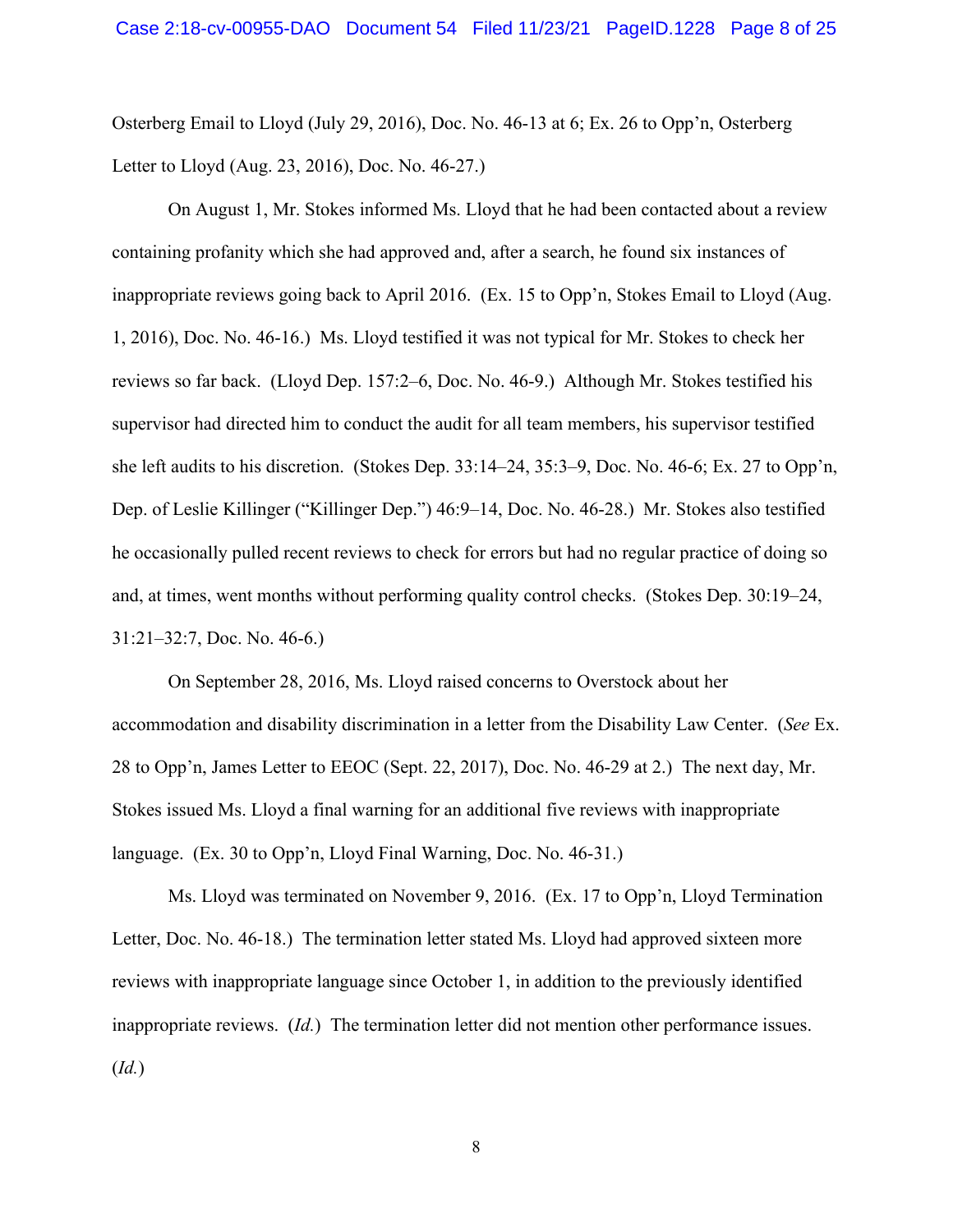Osterberg Email to Lloyd (July 29, 2016), Doc. No. 46-13 at 6; Ex. 26 to Opp'n, Osterberg Letter to Lloyd (Aug. 23, 2016), Doc. No. 46-27.)

On August 1, Mr. Stokes informed Ms. Lloyd that he had been contacted about a review containing profanity which she had approved and, after a search, he found six instances of inappropriate reviews going back to April 2016. (Ex. 15 to Opp'n, Stokes Email to Lloyd (Aug. 1, 2016), Doc. No. 46-16.) Ms. Lloyd testified it was not typical for Mr. Stokes to check her reviews so far back. (Lloyd Dep. 157:2–6, Doc. No. 46-9.) Although Mr. Stokes testified his supervisor had directed him to conduct the audit for all team members, his supervisor testified she left audits to his discretion. (Stokes Dep. 33:14–24, 35:3–9, Doc. No. 46-6; Ex. 27 to Opp'n, Dep. of Leslie Killinger ("Killinger Dep.") 46:9–14, Doc. No. 46-28.) Mr. Stokes also testified he occasionally pulled recent reviews to check for errors but had no regular practice of doing so and, at times, went months without performing quality control checks. (Stokes Dep. 30:19–24, 31:21–32:7, Doc. No. 46-6.)

On September 28, 2016, Ms. Lloyd raised concerns to Overstock about her accommodation and disability discrimination in a letter from the Disability Law Center. (*See* Ex. 28 to Opp'n, James Letter to EEOC (Sept. 22, 2017), Doc. No. 46-29 at 2.) The next day, Mr. Stokes issued Ms. Lloyd a final warning for an additional five reviews with inappropriate language. (Ex. 30 to Opp'n, Lloyd Final Warning, Doc. No. 46-31.)

Ms. Lloyd was terminated on November 9, 2016. (Ex. 17 to Opp'n, Lloyd Termination Letter, Doc. No. 46-18.) The termination letter stated Ms. Lloyd had approved sixteen more reviews with inappropriate language since October 1, in addition to the previously identified inappropriate reviews. (*Id.*) The termination letter did not mention other performance issues. (*Id.*)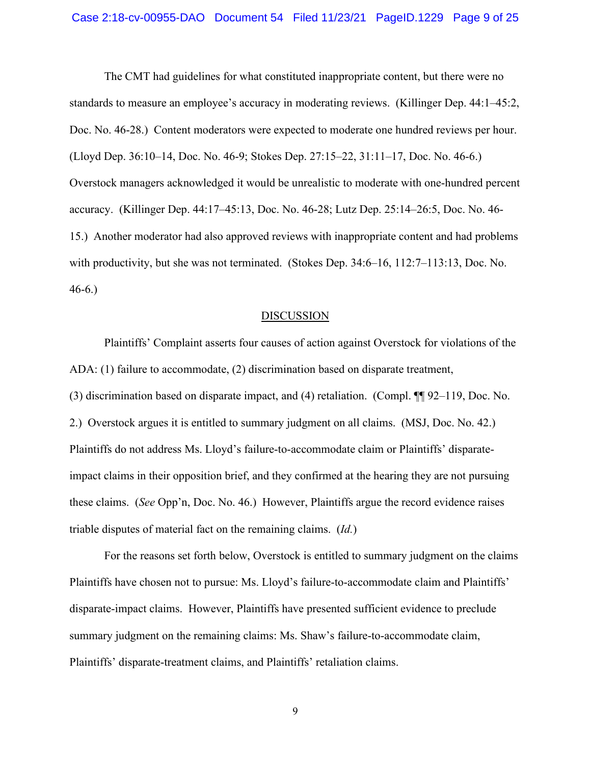The CMT had guidelines for what constituted inappropriate content, but there were no standards to measure an employee's accuracy in moderating reviews. (Killinger Dep. 44:1–45:2, Doc. No. 46-28.) Content moderators were expected to moderate one hundred reviews per hour. (Lloyd Dep. 36:10–14, Doc. No. 46-9; Stokes Dep. 27:15–22, 31:11–17, Doc. No. 46-6.) Overstock managers acknowledged it would be unrealistic to moderate with one-hundred percent accuracy. (Killinger Dep. 44:17–45:13, Doc. No. 46-28; Lutz Dep. 25:14–26:5, Doc. No. 46-15.) Another moderator had also approved reviews with inappropriate content and had problems with productivity, but she was not terminated. (Stokes Dep. 34:6–16, 112:7–113:13, Doc. No. 46-6.)

## DISCUSSION

Plaintiffs' Complaint asserts four causes of action against Overstock for violations of the ADA: (1) failure to accommodate, (2) discrimination based on disparate treatment, (3) discrimination based on disparate impact, and (4) retaliation. (Compl. ¶¶ 92–119, Doc. No. 2.) Overstock argues it is entitled to summary judgment on all claims. (MSJ, Doc. No. 42.) Plaintiffs do not address Ms. Lloyd's failure-to-accommodate claim or Plaintiffs' disparate-impact claims in their opposition brief, and they confirmed at the hearing they are not pursuing these claims. (*See* Opp'n, Doc. No. 46.) However, Plaintiffs argue the record evidence raises triable disputes of material fact on the remaining claims. (*Id.*)

For the reasons set forth below, Overstock is entitled to summary judgment on the claims Plaintiffs have chosen not to pursue: Ms. Lloyd's failure-to-accommodate claim and Plaintiffs' disparate-impact claims. However, Plaintiffs have presented sufficient evidence to preclude summary judgment on the remaining claims: Ms. Shaw's failure-to-accommodate claim, Plaintiffs' disparate-treatment claims, and Plaintiffs' retaliation claims.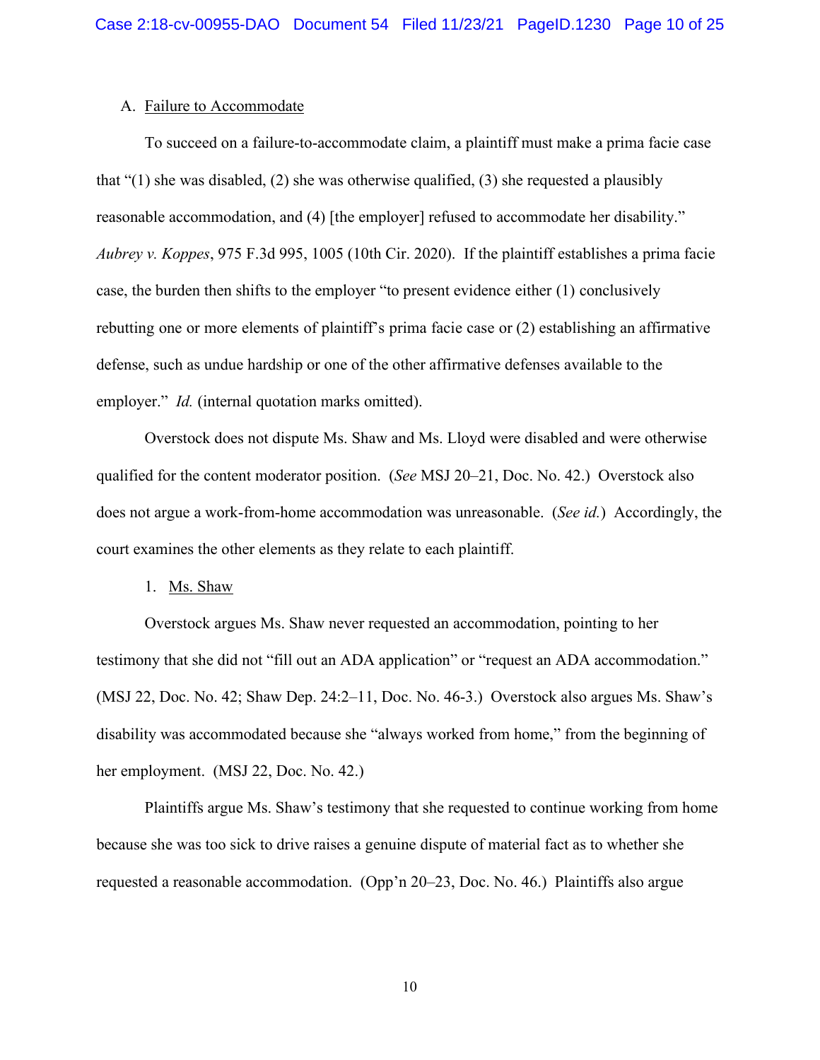### A. <u>Failure to Accommodate</u>

To succeed on a failure-to-accommodate claim, a plaintiff must make a prima facie case that "(1) she was disabled, (2) she was otherwise qualified, (3) she requested a plausibly reasonable accommodation, and (4) [the employer] refused to accommodate her disability." *Aubrey v. Koppes*, 975 F.3d 995, 1005 (10th Cir. 2020). If the plaintiff establishes a prima facie case, the burden then shifts to the employer "to present evidence either (1) conclusively rebutting one or more elements of plaintiff's prima facie case or (2) establishing an affirmative defense, such as undue hardship or one of the other affirmative defenses available to the employer." *Id.* (internal quotation marks omitted).

Overstock does not dispute Ms. Shaw and Ms. Lloyd were disabled and were otherwise qualified for the content moderator position. (*See* MSJ 20–21, Doc. No. 42.) Overstock also does not argue a work-from-home accommodation was unreasonable. (*See id.*) Accordingly, the court examines the other elements as they relate to each plaintiff.

#### 1. <u>Ms. Shaw</u>

Overstock argues Ms. Shaw never requested an accommodation, pointing to her testimony that she did not "fill out an ADA application" or "request an ADA accommodation." (MSJ 22, Doc. No. 42; Shaw Dep. 24:2–11, Doc. No. 46-3.) Overstock also argues Ms. Shaw's disability was accommodated because she "always worked from home," from the beginning of her employment. (MSJ 22, Doc. No. 42.)

Plaintiffs argue Ms. Shaw's testimony that she requested to continue working from home because she was too sick to drive raises a genuine dispute of material fact as to whether she requested a reasonable accommodation. (Opp'n 20–23, Doc. No. 46.) Plaintiffs also argue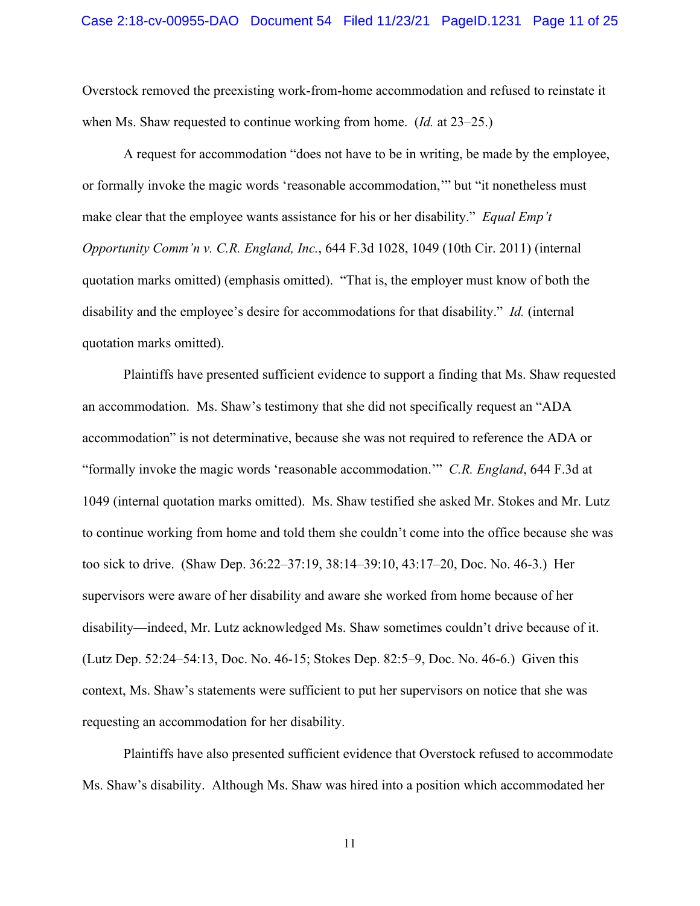Overstock removed the preexisting work-from-home accommodation and refused to reinstate it when Ms. Shaw requested to continue working from home. (*Id.* at 23–25.)

A request for accommodation "does not have to be in writing, be made by the employee, or formally invoke the magic words 'reasonable accommodation,'" but "it nonetheless must make clear that the employee wants assistance for his or her disability." *Equal Emp't Opportunity Comm'n v. C.R. England, Inc.*, 644 F.3d 1028, 1049 (10th Cir. 2011) (internal quotation marks omitted) (emphasis omitted). "That is, the employer must know of both the disability and the employee's desire for accommodations for that disability." *Id.* (internal quotation marks omitted).

Plaintiffs have presented sufficient evidence to support a finding that Ms. Shaw requested an accommodation. Ms. Shaw's testimony that she did not specifically request an "ADA accommodation" is not determinative, because she was not required to reference the ADA or "formally invoke the magic words 'reasonable accommodation.'" *C.R. England*, 644 F.3d at 1049 (internal quotation marks omitted). Ms. Shaw testified she asked Mr. Stokes and Mr. Lutz to continue working from home and told them she couldn't come into the office because she was too sick to drive. (Shaw Dep. 36:22–37:19, 38:14–39:10, 43:17–20, Doc. No. 46-3.) Her supervisors were aware of her disability and aware she worked from home because of her disability—indeed, Mr. Lutz acknowledged Ms. Shaw sometimes couldn't drive because of it. (Lutz Dep. 52:24–54:13, Doc. No. 46-15; Stokes Dep. 82:5–9, Doc. No. 46-6.) Given this context, Ms. Shaw's statements were sufficient to put her supervisors on notice that she was requesting an accommodation for her disability.

Plaintiffs have also presented sufficient evidence that Overstock refused to accommodate Ms. Shaw's disability. Although Ms. Shaw was hired into a position which accommodated her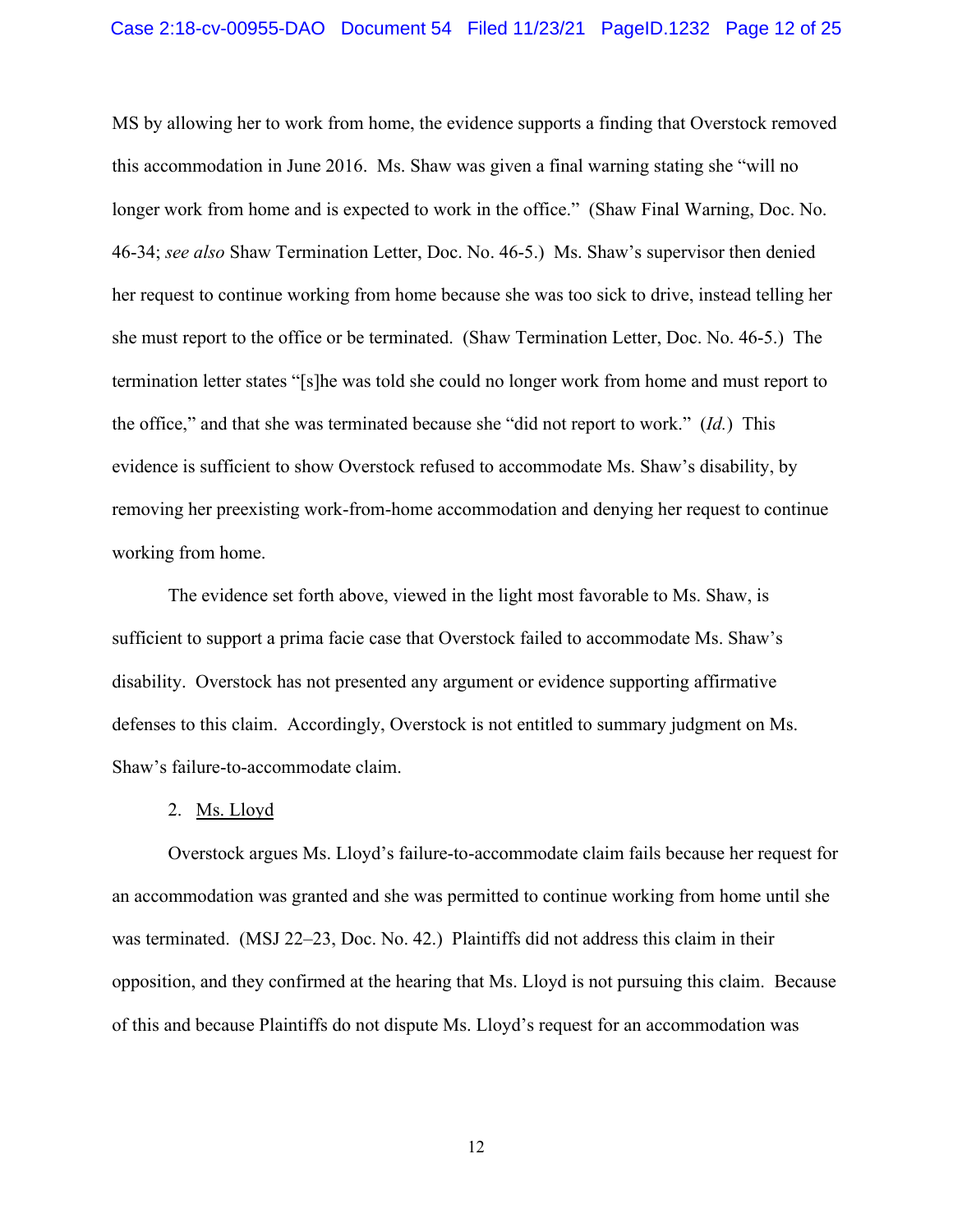MS by allowing her to work from home, the evidence supports a finding that Overstock removed this accommodation in June 2016. Ms. Shaw was given a final warning stating she "will no longer work from home and is expected to work in the office." (Shaw Final Warning, Doc. No. 46-34; *see also* Shaw Termination Letter, Doc. No. 46-5.) Ms. Shaw's supervisor then denied her request to continue working from home because she was too sick to drive, instead telling her she must report to the office or be terminated. (Shaw Termination Letter, Doc. No. 46-5.) The termination letter states "[s]he was told she could no longer work from home and must report to the office," and that she was terminated because she "did not report to work." (*Id.*) This evidence is sufficient to show Overstock refused to accommodate Ms. Shaw's disability, by removing her preexisting work-from-home accommodation and denying her request to continue working from home.

The evidence set forth above, viewed in the light most favorable to Ms. Shaw, is sufficient to support a prima facie case that Overstock failed to accommodate Ms. Shaw's disability. Overstock has not presented any argument or evidence supporting affirmative defenses to this claim. Accordingly, Overstock is not entitled to summary judgment on Ms. Shaw's failure-to-accommodate claim.

2. Ms. Lloyd

Overstock argues Ms. Lloyd's failure-to-accommodate claim fails because her request for an accommodation was granted and she was permitted to continue working from home until she was terminated. (MSJ 22–23, Doc. No. 42.) Plaintiffs did not address this claim in their opposition, and they confirmed at the hearing that Ms. Lloyd is not pursuing this claim. Because of this and because Plaintiffs do not dispute Ms. Lloyd's request for an accommodation was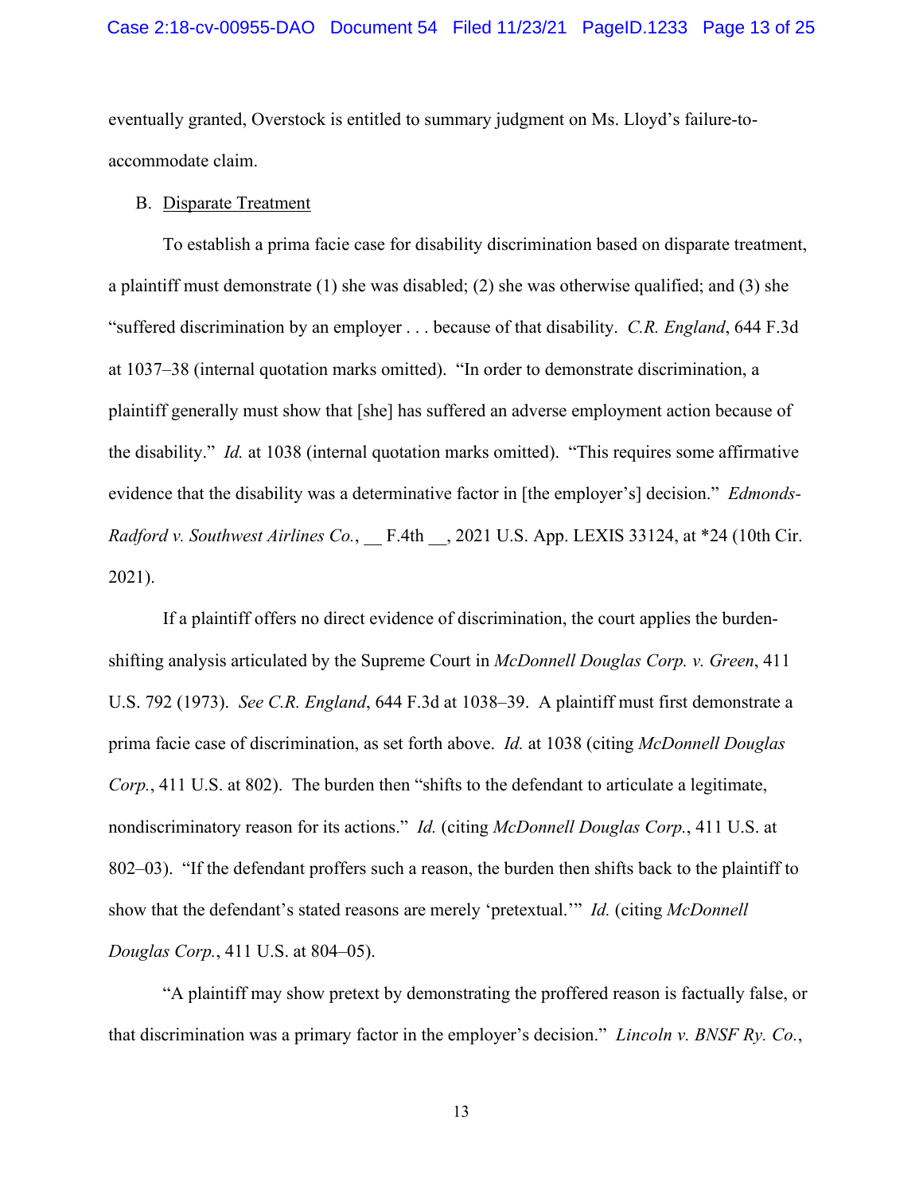eventually granted, Overstock is entitled to summary judgment on Ms. Lloyd's failure-to-accommodate claim.

B. Disparate Treatment

To establish a prima facie case for disability discrimination based on disparate treatment, a plaintiff must demonstrate (1) she was disabled; (2) she was otherwise qualified; and (3) she "suffered discrimination by an employer . . . because of that disability. *C.R. England*, 644 F.3d at 1037–38 (internal quotation marks omitted). "In order to demonstrate discrimination, a plaintiff generally must show that [she] has suffered an adverse employment action because of the disability." *Id.* at 1038 (internal quotation marks omitted). "This requires some affirmative evidence that the disability was a determinative factor in [the employer's] decision." *Edmonds-Radford v. Southwest Airlines Co.*, __ F.4th __, 2021 U.S. App. LEXIS 33124, at *24 (10th Cir. 2021).

If a plaintiff offers no direct evidence of discrimination, the court applies the burden-shifting analysis articulated by the Supreme Court in *McDonnell Douglas Corp. v. Green*, 411 U.S. 792 (1973). *See C.R. England*, 644 F.3d at 1038–39. A plaintiff must first demonstrate a prima facie case of discrimination, as set forth above. *Id.* at 1038 (citing *McDonnell Douglas Corp.*, 411 U.S. at 802). The burden then "shifts to the defendant to articulate a legitimate, nondiscriminatory reason for its actions." *Id.* (citing *McDonnell Douglas Corp.*, 411 U.S. at 802–03). "If the defendant proffers such a reason, the burden then shifts back to the plaintiff to show that the defendant's stated reasons are merely 'pretextual.'" *Id.* (citing *McDonnell Douglas Corp.*, 411 U.S. at 804–05).

"A plaintiff may show pretext by demonstrating the proffered reason is factually false, or that discrimination was a primary factor in the employer's decision." *Lincoln v. BNSF Ry. Co.*,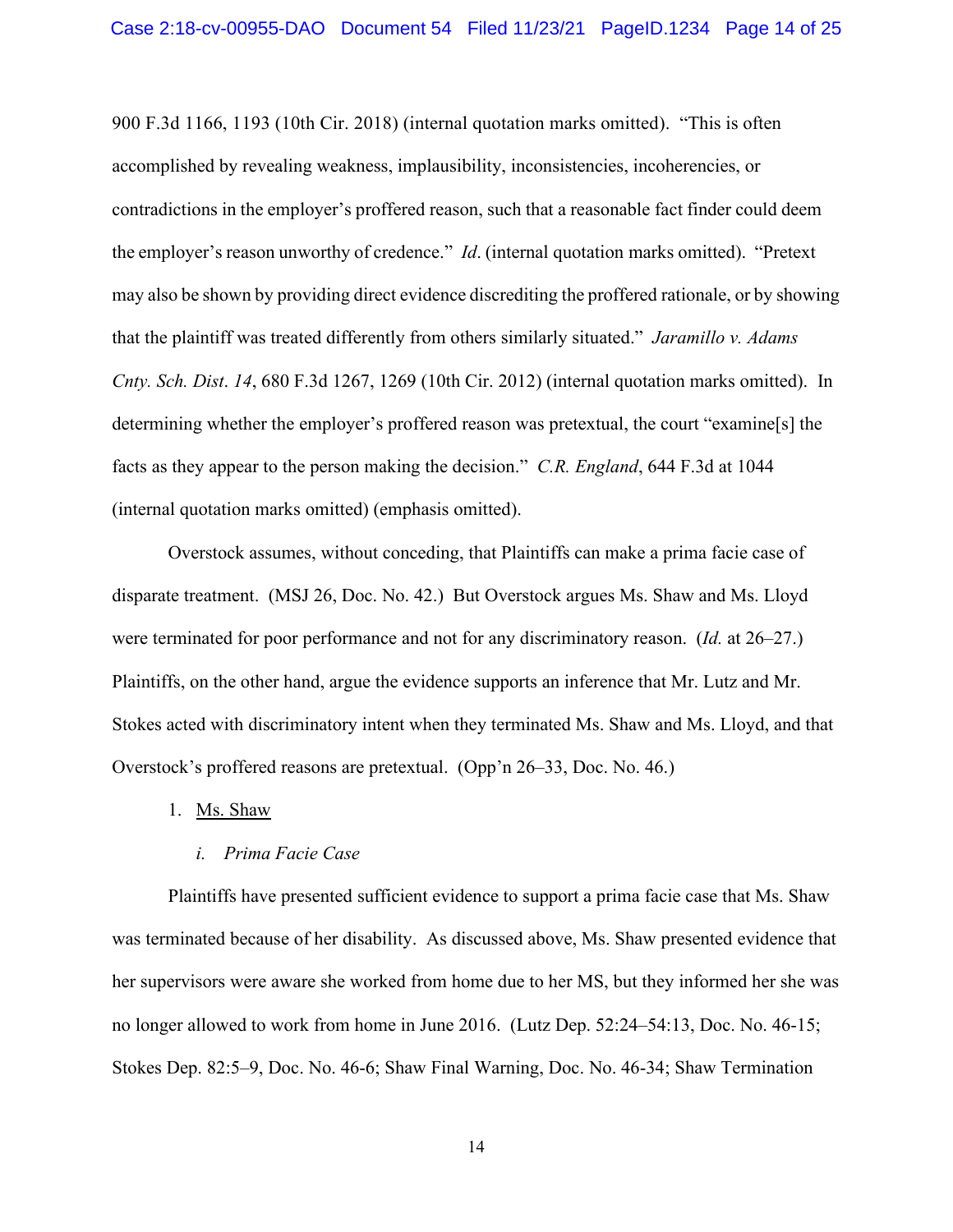900 F.3d 1166, 1193 (10th Cir. 2018) (internal quotation marks omitted). "This is often accomplished by revealing weakness, implausibility, inconsistencies, incoherencies, or contradictions in the employer's proffered reason, such that a reasonable fact finder could deem the employer's reason unworthy of credence." *Id*. (internal quotation marks omitted). "Pretext may also be shown by providing direct evidence discrediting the proffered rationale, or by showing that the plaintiff was treated differently from others similarly situated." *Jaramillo v. Adams Cnty. Sch. Dist. 14*, 680 F.3d 1267, 1269 (10th Cir. 2012) (internal quotation marks omitted). In determining whether the employer's proffered reason was pretextual, the court "examine[s] the facts as they appear to the person making the decision." *C.R. England*, 644 F.3d at 1044 (internal quotation marks omitted) (emphasis omitted).

Overstock assumes, without conceding, that Plaintiffs can make a prima facie case of disparate treatment. (MSJ 26, Doc. No. 42.) But Overstock argues Ms. Shaw and Ms. Lloyd were terminated for poor performance and not for any discriminatory reason. (*Id.* at 26–27.) Plaintiffs, on the other hand, argue the evidence supports an inference that Mr. Lutz and Mr. Stokes acted with discriminatory intent when they terminated Ms. Shaw and Ms. Lloyd, and that Overstock's proffered reasons are pretextual. (Opp'n 26–33, Doc. No. 46.)

1. <u>Ms. Shaw</u>

   i. *Prima Facie Case*

Plaintiffs have presented sufficient evidence to support a prima facie case that Ms. Shaw was terminated because of her disability. As discussed above, Ms. Shaw presented evidence that her supervisors were aware she worked from home due to her MS, but they informed her she was no longer allowed to work from home in June 2016. (Lutz Dep. 52:24–54:13, Doc. No. 46-15; Stokes Dep. 82:5–9, Doc. No. 46-6; Shaw Final Warning, Doc. No. 46-34; Shaw Termination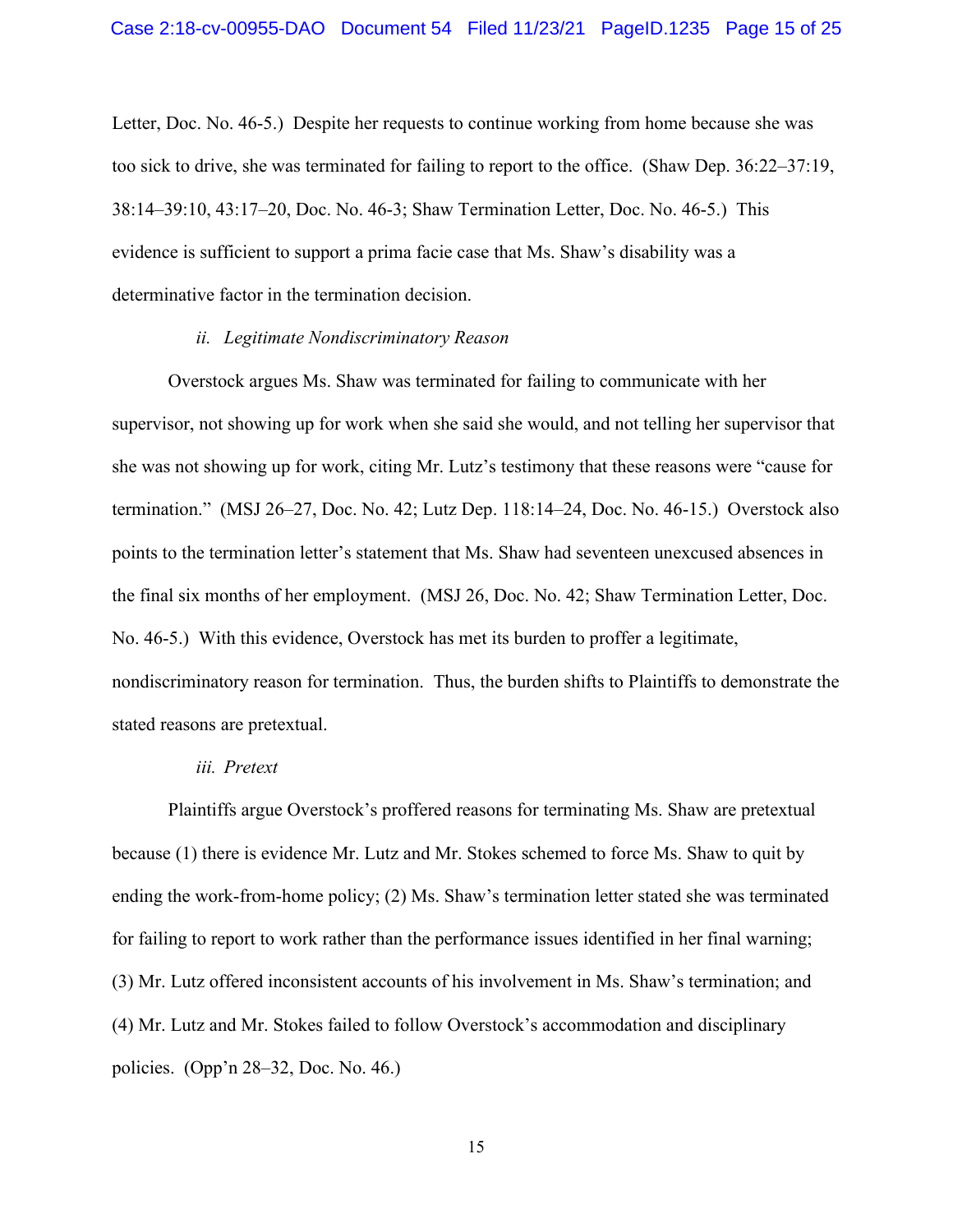Letter, Doc. No. 46-5.) Despite her requests to continue working from home because she was too sick to drive, she was terminated for failing to report to the office. (Shaw Dep. 36:22–37:19, 38:14–39:10, 43:17–20, Doc. No. 46-3; Shaw Termination Letter, Doc. No. 46-5.) This evidence is sufficient to support a prima facie case that Ms. Shaw's disability was a determinative factor in the termination decision.

*ii. Legitimate Nondiscriminatory Reason*

Overstock argues Ms. Shaw was terminated for failing to communicate with her supervisor, not showing up for work when she said she would, and not telling her supervisor that she was not showing up for work, citing Mr. Lutz's testimony that these reasons were "cause for termination." (MSJ 26–27, Doc. No. 42; Lutz Dep. 118:14–24, Doc. No. 46-15.) Overstock also points to the termination letter's statement that Ms. Shaw had seventeen unexcused absences in the final six months of her employment. (MSJ 26, Doc. No. 42; Shaw Termination Letter, Doc. No. 46-5.) With this evidence, Overstock has met its burden to proffer a legitimate, nondiscriminatory reason for termination. Thus, the burden shifts to Plaintiffs to demonstrate the stated reasons are pretextual.

*iii. Pretext*

Plaintiffs argue Overstock's proffered reasons for terminating Ms. Shaw are pretextual because (1) there is evidence Mr. Lutz and Mr. Stokes schemed to force Ms. Shaw to quit by ending the work-from-home policy; (2) Ms. Shaw's termination letter stated she was terminated for failing to report to work rather than the performance issues identified in her final warning; (3) Mr. Lutz offered inconsistent accounts of his involvement in Ms. Shaw's termination; and (4) Mr. Lutz and Mr. Stokes failed to follow Overstock's accommodation and disciplinary policies. (Opp'n 28–32, Doc. No. 46.)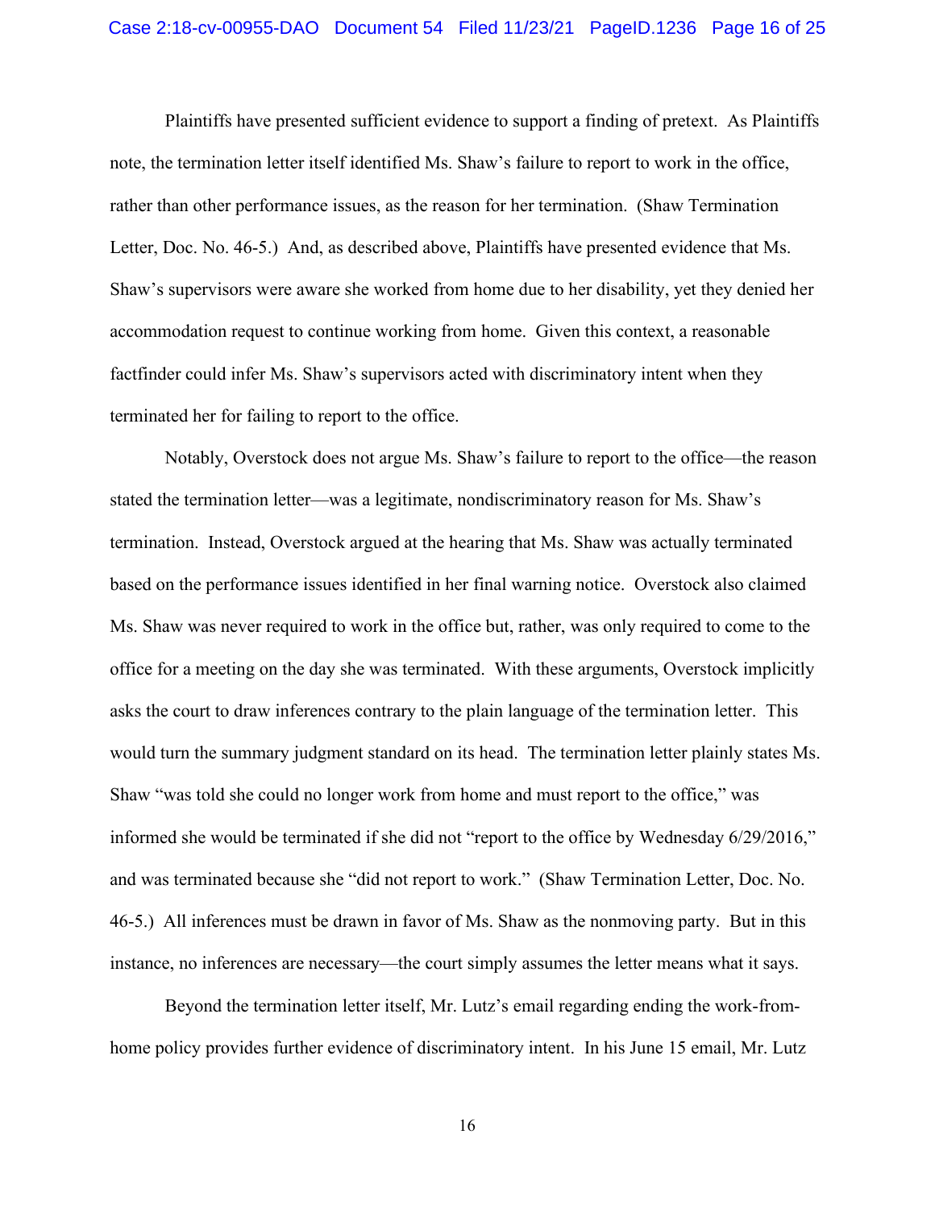Plaintiffs have presented sufficient evidence to support a finding of pretext. As Plaintiffs note, the termination letter itself identified Ms. Shaw's failure to report to work in the office, rather than other performance issues, as the reason for her termination. (Shaw Termination Letter, Doc. No. 46-5.) And, as described above, Plaintiffs have presented evidence that Ms. Shaw's supervisors were aware she worked from home due to her disability, yet they denied her accommodation request to continue working from home. Given this context, a reasonable factfinder could infer Ms. Shaw's supervisors acted with discriminatory intent when they terminated her for failing to report to the office.

Notably, Overstock does not argue Ms. Shaw's failure to report to the office—the reason stated the termination letter—was a legitimate, nondiscriminatory reason for Ms. Shaw's termination. Instead, Overstock argued at the hearing that Ms. Shaw was actually terminated based on the performance issues identified in her final warning notice. Overstock also claimed Ms. Shaw was never required to work in the office but, rather, was only required to come to the office for a meeting on the day she was terminated. With these arguments, Overstock implicitly asks the court to draw inferences contrary to the plain language of the termination letter. This would turn the summary judgment standard on its head. The termination letter plainly states Ms. Shaw "was told she could no longer work from home and must report to the office," was informed she would be terminated if she did not "report to the office by Wednesday 6/29/2016," and was terminated because she "did not report to work." (Shaw Termination Letter, Doc. No. 46-5.) All inferences must be drawn in favor of Ms. Shaw as the nonmoving party. But in this instance, no inferences are necessary—the court simply assumes the letter means what it says.

Beyond the termination letter itself, Mr. Lutz's email regarding ending the work-from-home policy provides further evidence of discriminatory intent. In his June 15 email, Mr. Lutz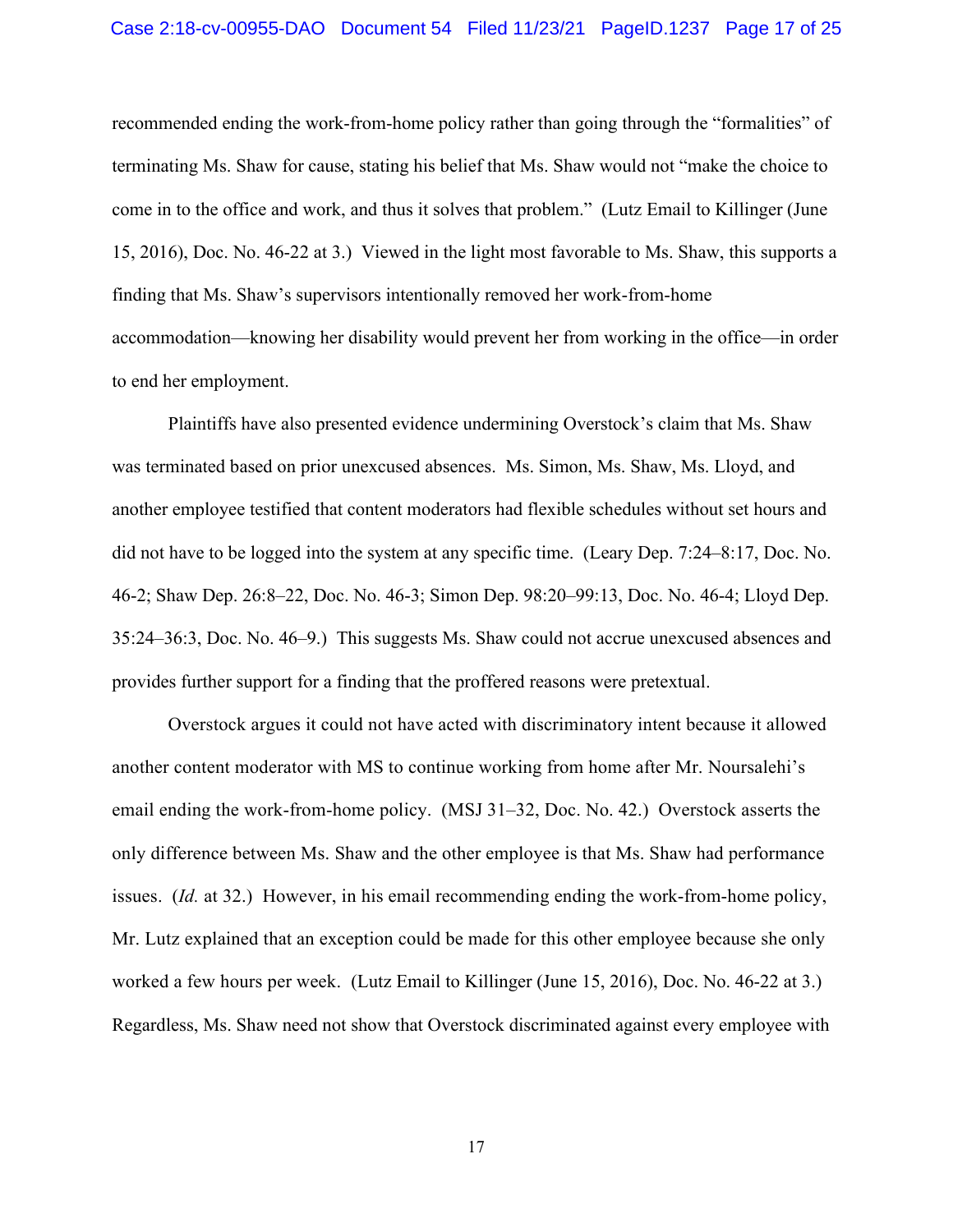recommended ending the work-from-home policy rather than going through the "formalities" of terminating Ms. Shaw for cause, stating his belief that Ms. Shaw would not "make the choice to come in to the office and work, and thus it solves that problem." (Lutz Email to Killinger (June 15, 2016), Doc. No. 46-22 at 3.) Viewed in the light most favorable to Ms. Shaw, this supports a finding that Ms. Shaw's supervisors intentionally removed her work-from-home accommodation—knowing her disability would prevent her from working in the office—in order to end her employment.

Plaintiffs have also presented evidence undermining Overstock's claim that Ms. Shaw was terminated based on prior unexcused absences. Ms. Simon, Ms. Shaw, Ms. Lloyd, and another employee testified that content moderators had flexible schedules without set hours and did not have to be logged into the system at any specific time. (Leary Dep. 7:24–8:17, Doc. No. 46-2; Shaw Dep. 26:8–22, Doc. No. 46-3; Simon Dep. 98:20–99:13, Doc. No. 46-4; Lloyd Dep. 35:24–36:3, Doc. No. 46–9.) This suggests Ms. Shaw could not accrue unexcused absences and provides further support for a finding that the proffered reasons were pretextual.

Overstock argues it could not have acted with discriminatory intent because it allowed another content moderator with MS to continue working from home after Mr. Noursalehi's email ending the work-from-home policy. (MSJ 31–32, Doc. No. 42.) Overstock asserts the only difference between Ms. Shaw and the other employee is that Ms. Shaw had performance issues. (*Id.* at 32.) However, in his email recommending ending the work-from-home policy, Mr. Lutz explained that an exception could be made for this other employee because she only worked a few hours per week. (Lutz Email to Killinger (June 15, 2016), Doc. No. 46-22 at 3.) Regardless, Ms. Shaw need not show that Overstock discriminated against every employee with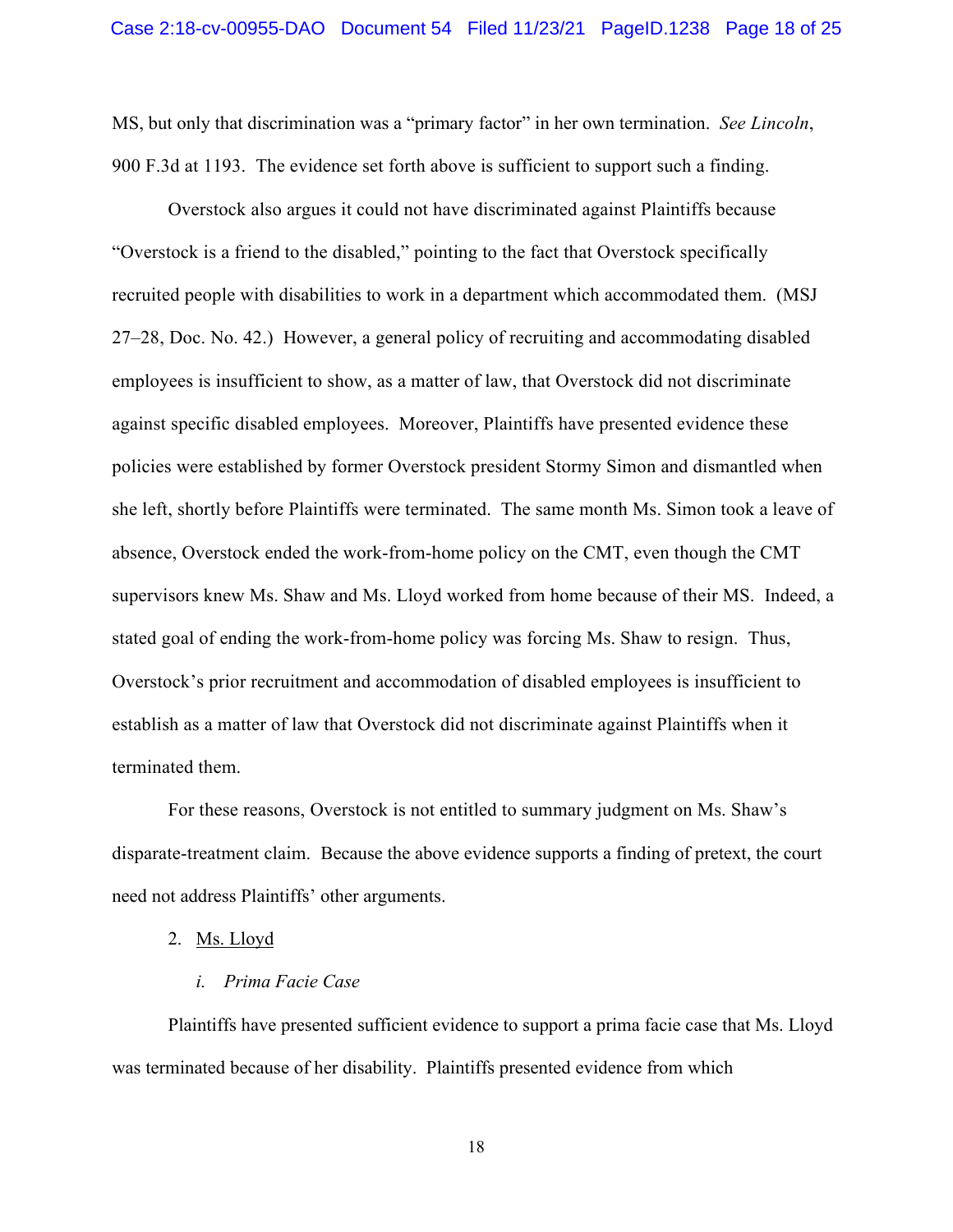MS, but only that discrimination was a "primary factor" in her own termination. *See Lincoln*, 900 F.3d at 1193. The evidence set forth above is sufficient to support such a finding.

Overstock also argues it could not have discriminated against Plaintiffs because "Overstock is a friend to the disabled," pointing to the fact that Overstock specifically recruited people with disabilities to work in a department which accommodated them. (MSJ 27–28, Doc. No. 42.) However, a general policy of recruiting and accommodating disabled employees is insufficient to show, as a matter of law, that Overstock did not discriminate against specific disabled employees. Moreover, Plaintiffs have presented evidence these policies were established by former Overstock president Stormy Simon and dismantled when she left, shortly before Plaintiffs were terminated. The same month Ms. Simon took a leave of absence, Overstock ended the work-from-home policy on the CMT, even though the CMT supervisors knew Ms. Shaw and Ms. Lloyd worked from home because of their MS. Indeed, a stated goal of ending the work-from-home policy was forcing Ms. Shaw to resign. Thus, Overstock's prior recruitment and accommodation of disabled employees is insufficient to establish as a matter of law that Overstock did not discriminate against Plaintiffs when it terminated them.

For these reasons, Overstock is not entitled to summary judgment on Ms. Shaw's disparate-treatment claim. Because the above evidence supports a finding of pretext, the court need not address Plaintiffs' other arguments.

2. <u>Ms. Lloyd</u>

*i. Prima Facie Case*

Plaintiffs have presented sufficient evidence to support a prima facie case that Ms. Lloyd was terminated because of her disability. Plaintiffs presented evidence from which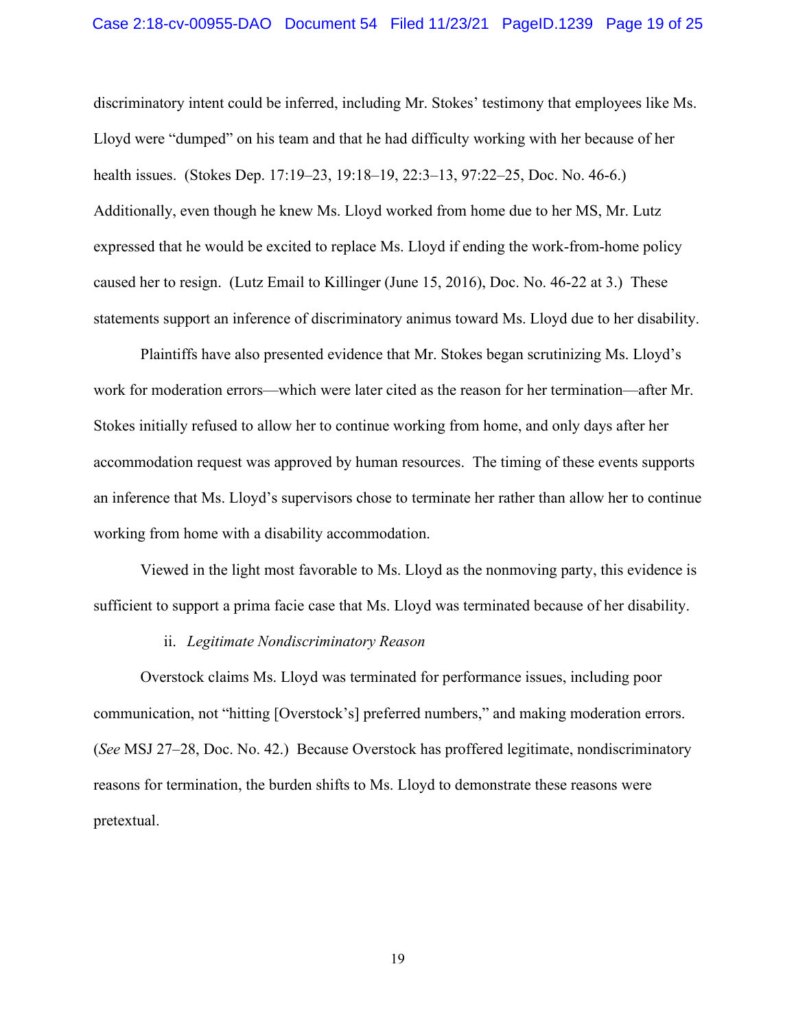discriminatory intent could be inferred, including Mr. Stokes' testimony that employees like Ms. Lloyd were "dumped" on his team and that he had difficulty working with her because of her health issues. (Stokes Dep. 17:19–23, 19:18–19, 22:3–13, 97:22–25, Doc. No. 46-6.) Additionally, even though he knew Ms. Lloyd worked from home due to her MS, Mr. Lutz expressed that he would be excited to replace Ms. Lloyd if ending the work-from-home policy caused her to resign. (Lutz Email to Killinger (June 15, 2016), Doc. No. 46-22 at 3.) These statements support an inference of discriminatory animus toward Ms. Lloyd due to her disability.

Plaintiffs have also presented evidence that Mr. Stokes began scrutinizing Ms. Lloyd's work for moderation errors—which were later cited as the reason for her termination—after Mr. Stokes initially refused to allow her to continue working from home, and only days after her accommodation request was approved by human resources. The timing of these events supports an inference that Ms. Lloyd's supervisors chose to terminate her rather than allow her to continue working from home with a disability accommodation.

Viewed in the light most favorable to Ms. Lloyd as the nonmoving party, this evidence is sufficient to support a prima facie case that Ms. Lloyd was terminated because of her disability.

ii. *Legitimate Nondiscriminatory Reason*

Overstock claims Ms. Lloyd was terminated for performance issues, including poor communication, not "hitting [Overstock's] preferred numbers," and making moderation errors. (*See* MSJ 27–28, Doc. No. 42.) Because Overstock has proffered legitimate, nondiscriminatory reasons for termination, the burden shifts to Ms. Lloyd to demonstrate these reasons were pretextual.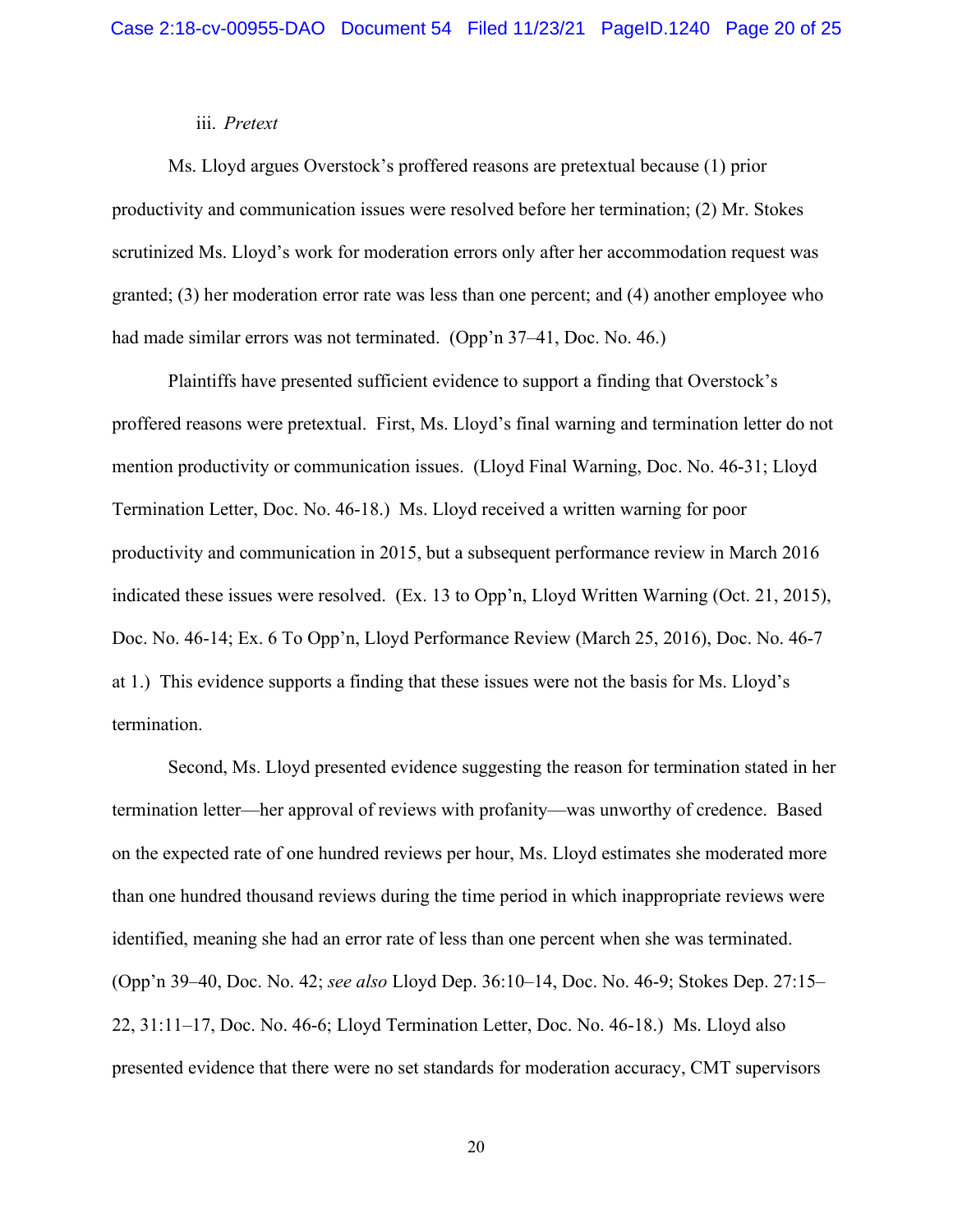iii. *Pretext*

Ms. Lloyd argues Overstock's proffered reasons are pretextual because (1) prior productivity and communication issues were resolved before her termination; (2) Mr. Stokes scrutinized Ms. Lloyd's work for moderation errors only after her accommodation request was granted; (3) her moderation error rate was less than one percent; and (4) another employee who had made similar errors was not terminated. (Opp'n 37–41, Doc. No. 46.)

Plaintiffs have presented sufficient evidence to support a finding that Overstock's proffered reasons were pretextual. First, Ms. Lloyd's final warning and termination letter do not mention productivity or communication issues. (Lloyd Final Warning, Doc. No. 46-31; Lloyd Termination Letter, Doc. No. 46-18.) Ms. Lloyd received a written warning for poor productivity and communication in 2015, but a subsequent performance review in March 2016 indicated these issues were resolved. (Ex. 13 to Opp'n, Lloyd Written Warning (Oct. 21, 2015), Doc. No. 46-14; Ex. 6 To Opp'n, Lloyd Performance Review (March 25, 2016), Doc. No. 46-7 at 1.) This evidence supports a finding that these issues were not the basis for Ms. Lloyd's termination.

Second, Ms. Lloyd presented evidence suggesting the reason for termination stated in her termination letter—her approval of reviews with profanity—was unworthy of credence. Based on the expected rate of one hundred reviews per hour, Ms. Lloyd estimates she moderated more than one hundred thousand reviews during the time period in which inappropriate reviews were identified, meaning she had an error rate of less than one percent when she was terminated. (Opp'n 39–40, Doc. No. 42; *see also* Lloyd Dep. 36:10–14, Doc. No. 46-9; Stokes Dep. 27:15–22, 31:11–17, Doc. No. 46-6; Lloyd Termination Letter, Doc. No. 46-18.) Ms. Lloyd also presented evidence that there were no set standards for moderation accuracy, CMT supervisors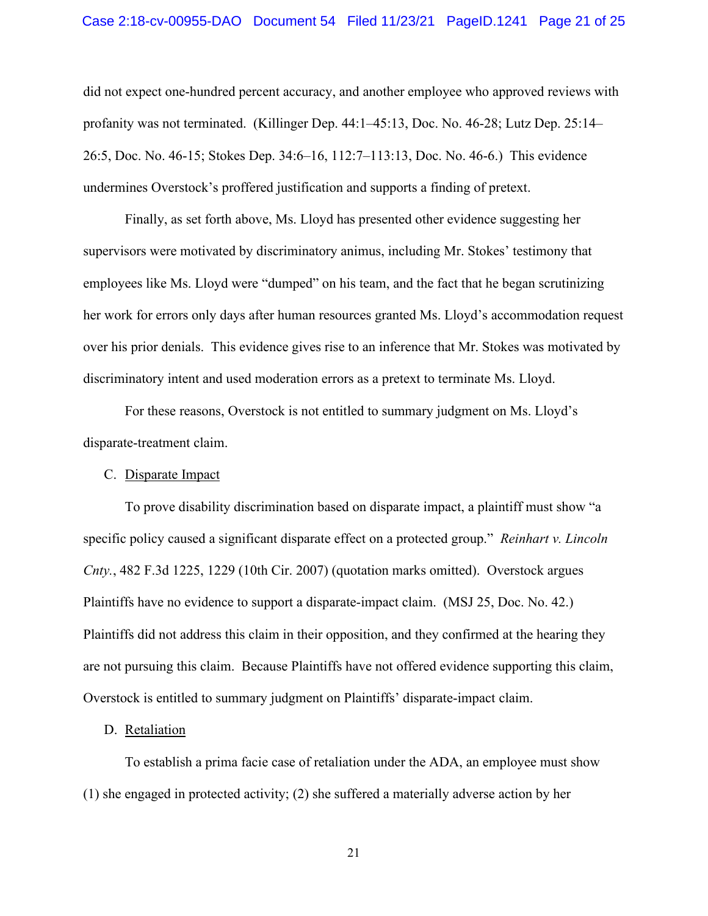did not expect one-hundred percent accuracy, and another employee who approved reviews with profanity was not terminated. (Killinger Dep. 44:1–45:13, Doc. No. 46-28; Lutz Dep. 25:14–26:5, Doc. No. 46-15; Stokes Dep. 34:6–16, 112:7–113:13, Doc. No. 46-6.) This evidence undermines Overstock's proffered justification and supports a finding of pretext.

Finally, as set forth above, Ms. Lloyd has presented other evidence suggesting her supervisors were motivated by discriminatory animus, including Mr. Stokes' testimony that employees like Ms. Lloyd were "dumped" on his team, and the fact that he began scrutinizing her work for errors only days after human resources granted Ms. Lloyd's accommodation request over his prior denials. This evidence gives rise to an inference that Mr. Stokes was motivated by discriminatory intent and used moderation errors as a pretext to terminate Ms. Lloyd.

For these reasons, Overstock is not entitled to summary judgment on Ms. Lloyd's disparate-treatment claim.

C. Disparate Impact

To prove disability discrimination based on disparate impact, a plaintiff must show "a specific policy caused a significant disparate effect on a protected group." *Reinhart v. Lincoln Cnty.*, 482 F.3d 1225, 1229 (10th Cir. 2007) (quotation marks omitted). Overstock argues Plaintiffs have no evidence to support a disparate-impact claim. (MSJ 25, Doc. No. 42.) Plaintiffs did not address this claim in their opposition, and they confirmed at the hearing they are not pursuing this claim. Because Plaintiffs have not offered evidence supporting this claim, Overstock is entitled to summary judgment on Plaintiffs' disparate-impact claim.

D. Retaliation

To establish a prima facie case of retaliation under the ADA, an employee must show (1) she engaged in protected activity; (2) she suffered a materially adverse action by her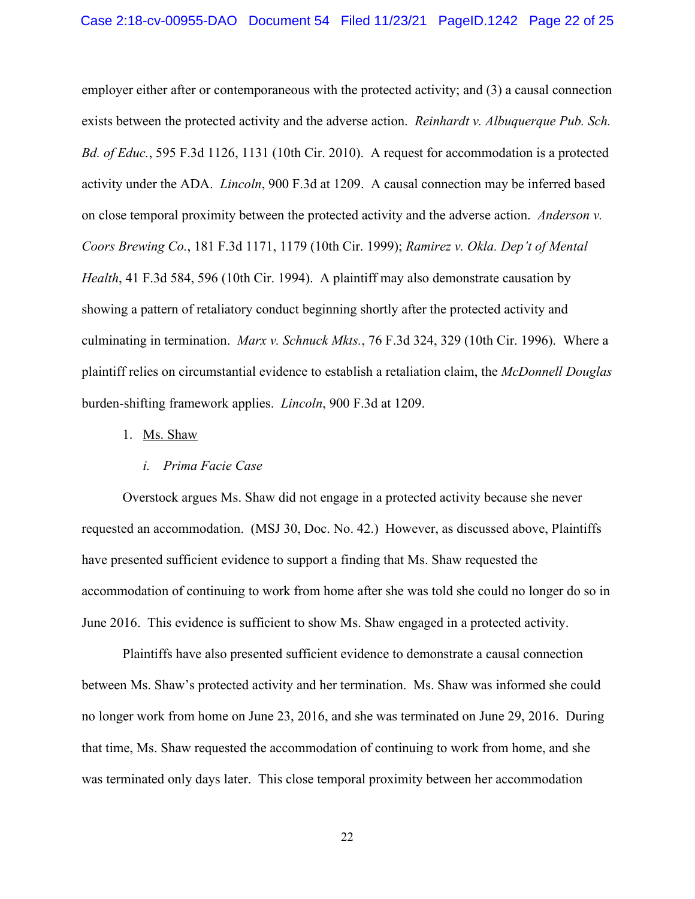employer either after or contemporaneous with the protected activity; and (3) a causal connection exists between the protected activity and the adverse action. *Reinhardt v. Albuquerque Pub. Sch. Bd. of Educ.*, 595 F.3d 1126, 1131 (10th Cir. 2010). A request for accommodation is a protected activity under the ADA. *Lincoln*, 900 F.3d at 1209. A causal connection may be inferred based on close temporal proximity between the protected activity and the adverse action. *Anderson v. Coors Brewing Co.*, 181 F.3d 1171, 1179 (10th Cir. 1999); *Ramirez v. Okla. Dep't of Mental Health*, 41 F.3d 584, 596 (10th Cir. 1994). A plaintiff may also demonstrate causation by showing a pattern of retaliatory conduct beginning shortly after the protected activity and culminating in termination. *Marx v. Schnuck Mkts.*, 76 F.3d 324, 329 (10th Cir. 1996). Where a plaintiff relies on circumstantial evidence to establish a retaliation claim, the *McDonnell Douglas* burden-shifting framework applies. *Lincoln*, 900 F.3d at 1209.

1. <u>Ms. Shaw</u>

   *i. Prima Facie Case*

Overstock argues Ms. Shaw did not engage in a protected activity because she never requested an accommodation. (MSJ 30, Doc. No. 42.) However, as discussed above, Plaintiffs have presented sufficient evidence to support a finding that Ms. Shaw requested the accommodation of continuing to work from home after she was told she could no longer do so in June 2016. This evidence is sufficient to show Ms. Shaw engaged in a protected activity.

Plaintiffs have also presented sufficient evidence to demonstrate a causal connection between Ms. Shaw's protected activity and her termination. Ms. Shaw was informed she could no longer work from home on June 23, 2016, and she was terminated on June 29, 2016. During that time, Ms. Shaw requested the accommodation of continuing to work from home, and she was terminated only days later. This close temporal proximity between her accommodation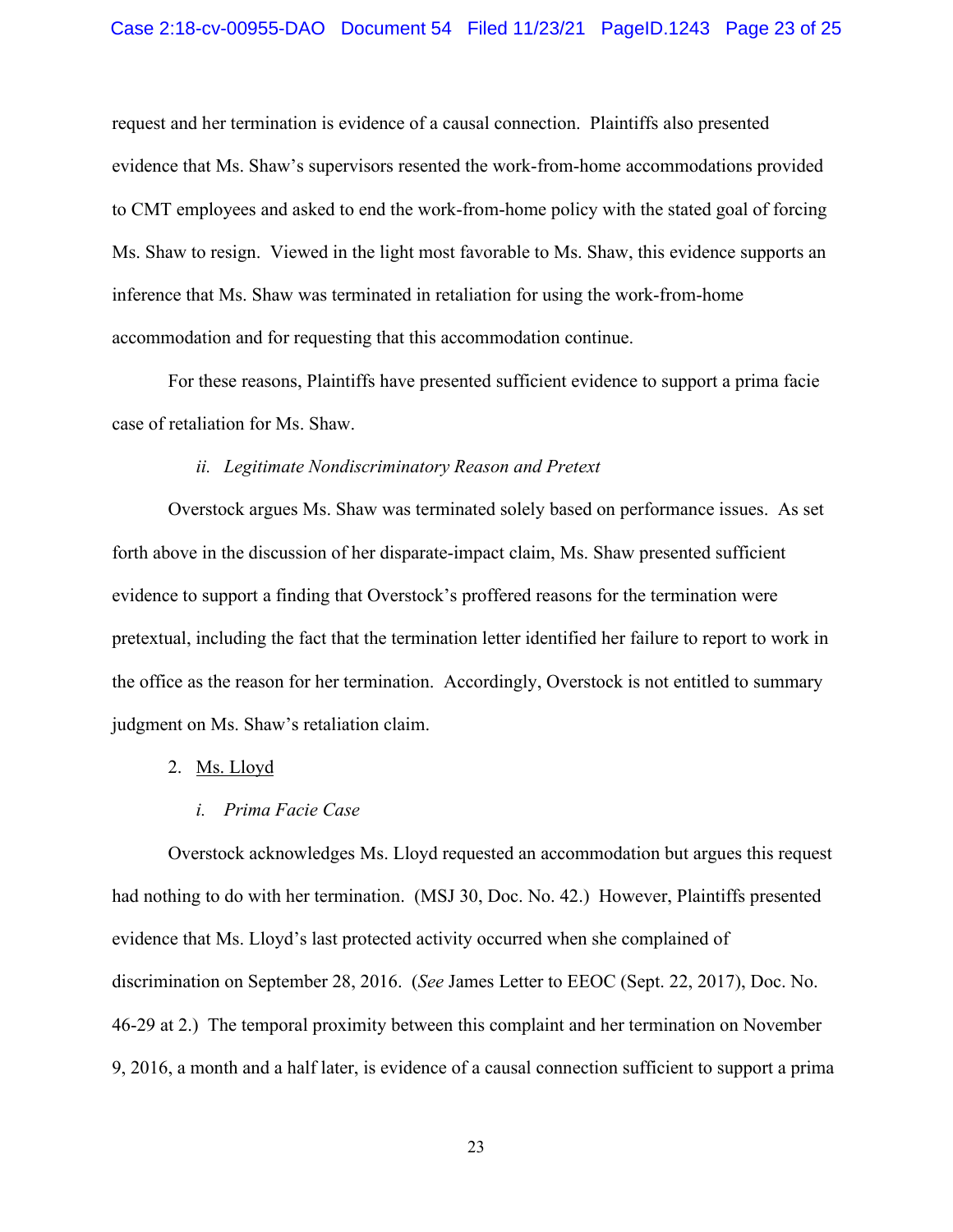request and her termination is evidence of a causal connection. Plaintiffs also presented evidence that Ms. Shaw's supervisors resented the work-from-home accommodations provided to CMT employees and asked to end the work-from-home policy with the stated goal of forcing Ms. Shaw to resign. Viewed in the light most favorable to Ms. Shaw, this evidence supports an inference that Ms. Shaw was terminated in retaliation for using the work-from-home accommodation and for requesting that this accommodation continue.

For these reasons, Plaintiffs have presented sufficient evidence to support a prima facie case of retaliation for Ms. Shaw.

*ii. Legitimate Nondiscriminatory Reason and Pretext*

Overstock argues Ms. Shaw was terminated solely based on performance issues. As set forth above in the discussion of her disparate-impact claim, Ms. Shaw presented sufficient evidence to support a finding that Overstock's proffered reasons for the termination were pretextual, including the fact that the termination letter identified her failure to report to work in the office as the reason for her termination. Accordingly, Overstock is not entitled to summary judgment on Ms. Shaw's retaliation claim.

2. <u>Ms. Lloyd</u>

*i. Prima Facie Case*

Overstock acknowledges Ms. Lloyd requested an accommodation but argues this request had nothing to do with her termination. (MSJ 30, Doc. No. 42.) However, Plaintiffs presented evidence that Ms. Lloyd's last protected activity occurred when she complained of discrimination on September 28, 2016. (*See* James Letter to EEOC (Sept. 22, 2017), Doc. No. 46-29 at 2.) The temporal proximity between this complaint and her termination on November 9, 2016, a month and a half later, is evidence of a causal connection sufficient to support a prima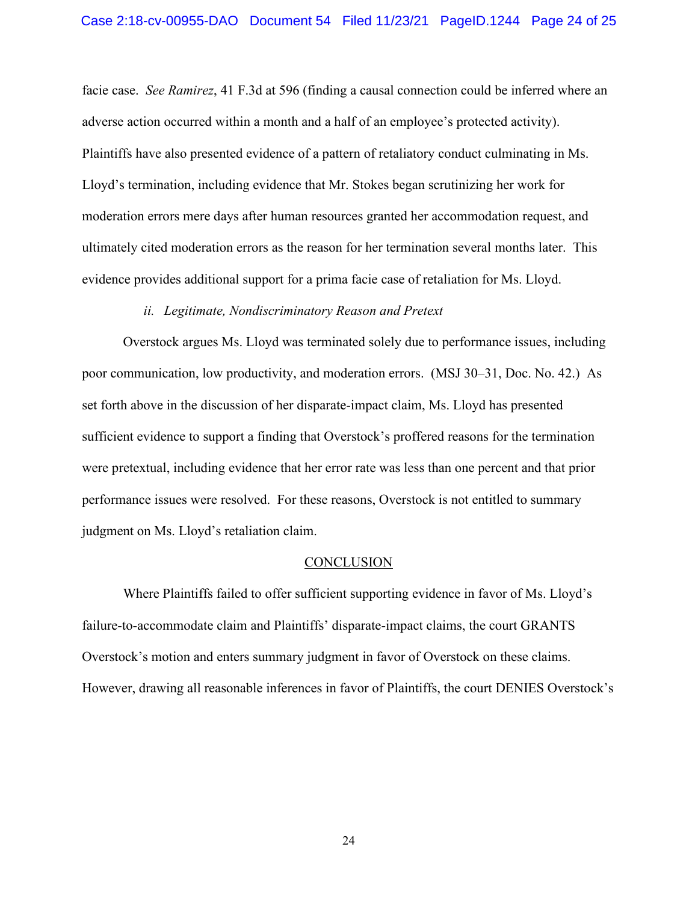facie case. *See Ramirez*, 41 F.3d at 596 (finding a causal connection could be inferred where an adverse action occurred within a month and a half of an employee's protected activity). Plaintiffs have also presented evidence of a pattern of retaliatory conduct culminating in Ms. Lloyd's termination, including evidence that Mr. Stokes began scrutinizing her work for moderation errors mere days after human resources granted her accommodation request, and ultimately cited moderation errors as the reason for her termination several months later. This evidence provides additional support for a prima facie case of retaliation for Ms. Lloyd.

*ii. Legitimate, Nondiscriminatory Reason and Pretext*

Overstock argues Ms. Lloyd was terminated solely due to performance issues, including poor communication, low productivity, and moderation errors. (MSJ 30–31, Doc. No. 42.) As set forth above in the discussion of her disparate-impact claim, Ms. Lloyd has presented sufficient evidence to support a finding that Overstock's proffered reasons for the termination were pretextual, including evidence that her error rate was less than one percent and that prior performance issues were resolved. For these reasons, Overstock is not entitled to summary judgment on Ms. Lloyd's retaliation claim.

## CONCLUSION

Where Plaintiffs failed to offer sufficient supporting evidence in favor of Ms. Lloyd's failure-to-accommodate claim and Plaintiffs' disparate-impact claims, the court GRANTS Overstock's motion and enters summary judgment in favor of Overstock on these claims. However, drawing all reasonable inferences in favor of Plaintiffs, the court DENIES Overstock's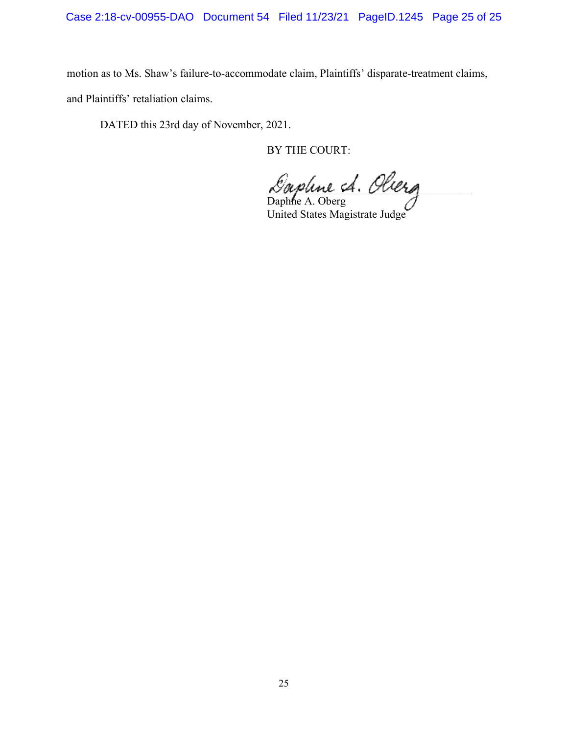motion as to Ms. Shaw's failure-to-accommodate claim, Plaintiffs' disparate-treatment claims, and Plaintiffs' retaliation claims.

DATED this 23rd day of November, 2021.

BY THE COURT:

Daphne A. Oberg
United States Magistrate Judge